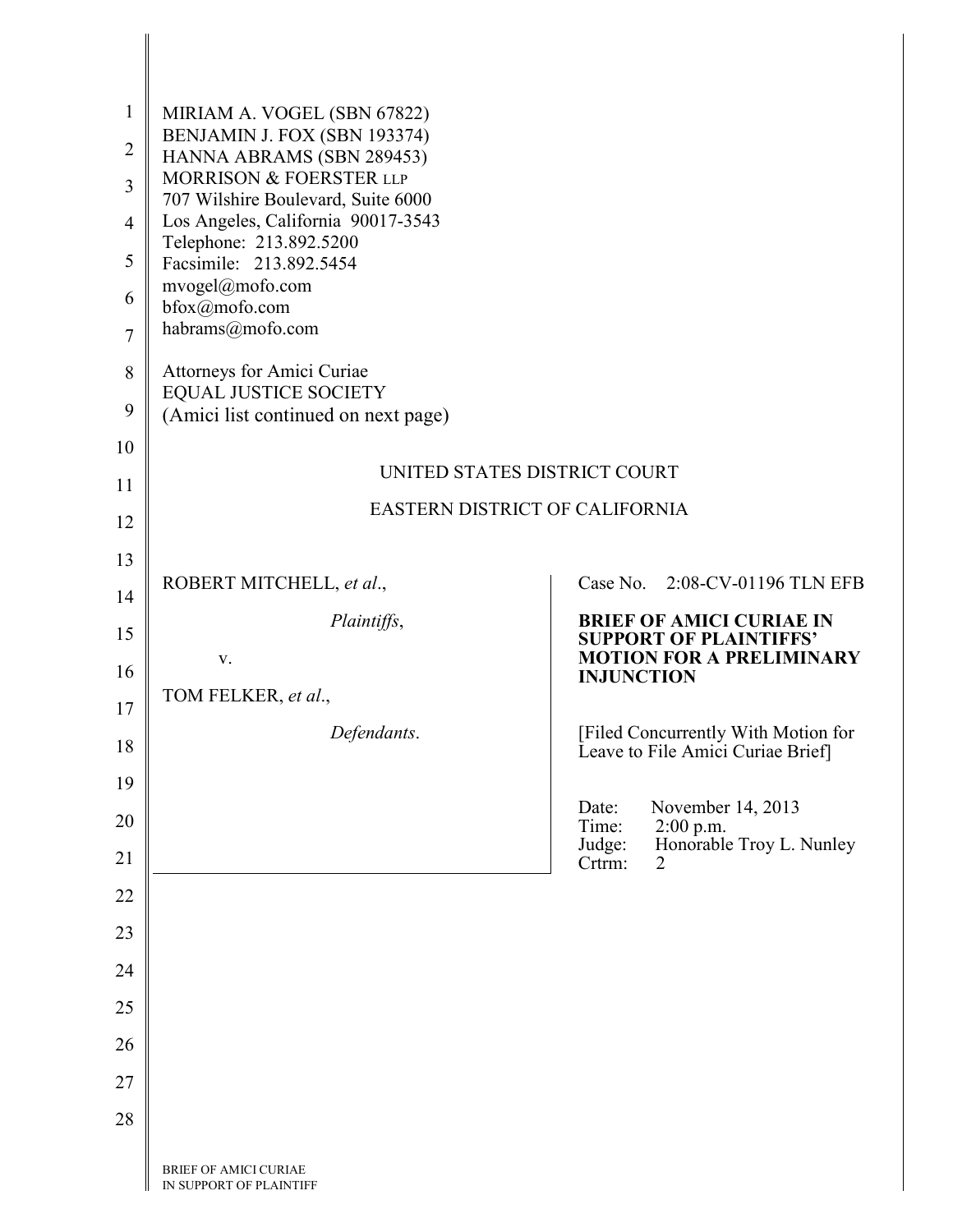MIRIAM A. VOGEL (SBN 67822)
BENJAMIN J. FOX (SBN 193374)
HANNA ABRAMS (SBN 289453)
MORRISON & FOERSTER LLP
707 Wilshire Boulevard, Suite 6000
Los Angeles, California 90017-3543
Telephone: 213.892.5200
Facsimile: 213.892.5454
mvogel@mofo.com
bfox@mofo.com
habrams@mofo.com

Attorneys for Amici Curiae
EQUAL JUSTICE SOCIETY
(Amici list continued on next page)

UNITED STATES DISTRICT COURT

EASTERN DISTRICT OF CALIFORNIA

| | |
|---|---|
| ROBERT MITCHELL, *et al*.,<br><br>*Plaintiffs*,<br><br>v.<br><br>TOM FELKER, *et al*.,<br><br>*Defendants*. | Case No. 2:08-CV-01196 TLN EFB<br><br>**BRIEF OF AMICI CURIAE IN SUPPORT OF PLAINTIFFS' MOTION FOR A PRELIMINARY INJUNCTION**<br><br>[Filed Concurrently With Motion for Leave to File Amici Curiae Brief]<br><br>Date: November 14, 2013<br>Time: 2:00 p.m.<br>Judge: Honorable Troy L. Nunley<br>Crtrm: 2 |

BRIEF OF AMICI CURIAE
IN SUPPORT OF PLAINTIFF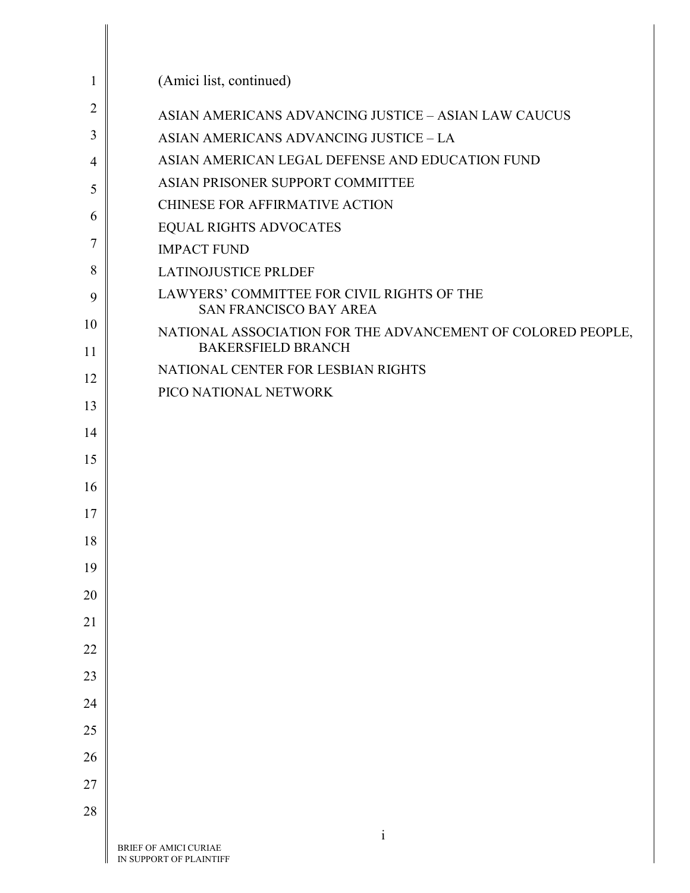(Amici list, continued)

ASIAN AMERICANS ADVANCING JUSTICE – ASIAN LAW CAUCUS

ASIAN AMERICANS ADVANCING JUSTICE – LA

ASIAN AMERICAN LEGAL DEFENSE AND EDUCATION FUND

ASIAN PRISONER SUPPORT COMMITTEE

CHINESE FOR AFFIRMATIVE ACTION

EQUAL RIGHTS ADVOCATES

IMPACT FUND

LATINOJUSTICE PRLDEF

LAWYERS' COMMITTEE FOR CIVIL RIGHTS OF THE SAN FRANCISCO BAY AREA

NATIONAL ASSOCIATION FOR THE ADVANCEMENT OF COLORED PEOPLE, BAKERSFIELD BRANCH

NATIONAL CENTER FOR LESBIAN RIGHTS

PICO NATIONAL NETWORK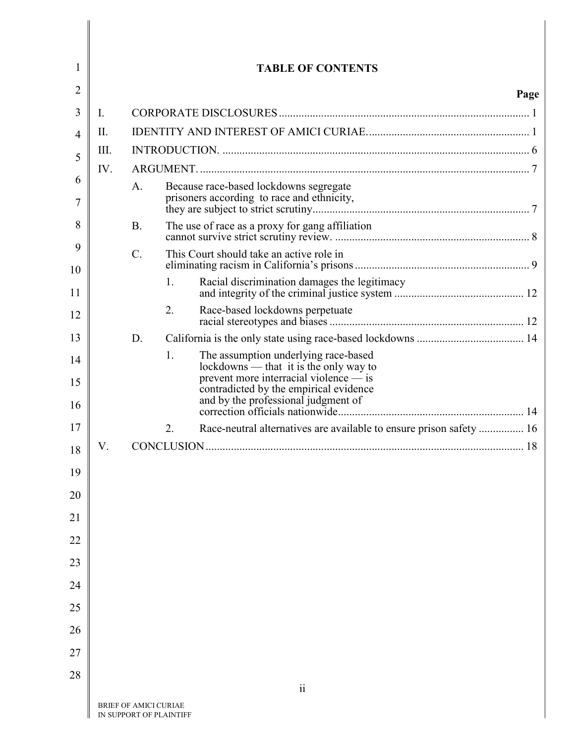# TABLE OF CONTENTS

| | | | | Page |
|---|---|---|---|---|
| I. | CORPORATE DISCLOSURES | | | 1 |
| II. | IDENTITY AND INTEREST OF AMICI CURIAE | | | 1 |
| III. | INTRODUCTION. | | | 6 |
| IV. | ARGUMENT. | | | 7 |
| | A. | Because race-based lockdowns segregate prisoners according to race and ethnicity, they are subject to strict scrutiny | | 7 |
| | B. | The use of race as a proxy for gang affiliation cannot survive strict scrutiny review. | | 8 |
| | C. | This Court should take an active role in eliminating racism in California's prisons | | 9 |
| | | 1. | Racial discrimination damages the legitimacy and integrity of the criminal justice system | 12 |
| | | 2. | Race-based lockdowns perpetuate racial stereotypes and biases | 12 |
| | D. | California is the only state using race-based lockdowns | | 14 |
| | | 1. | The assumption underlying race-based lockdowns — that it is the only way to prevent more interracial violence — is contradicted by the empirical evidence and by the professional judgment of correction officials nationwide | 14 |
| | | 2. | Race-neutral alternatives are available to ensure prison safety | 16 |
| V. | CONCLUSION | | | 18 |

BRIEF OF AMICI CURIAE IN SUPPORT OF PLAINTIFF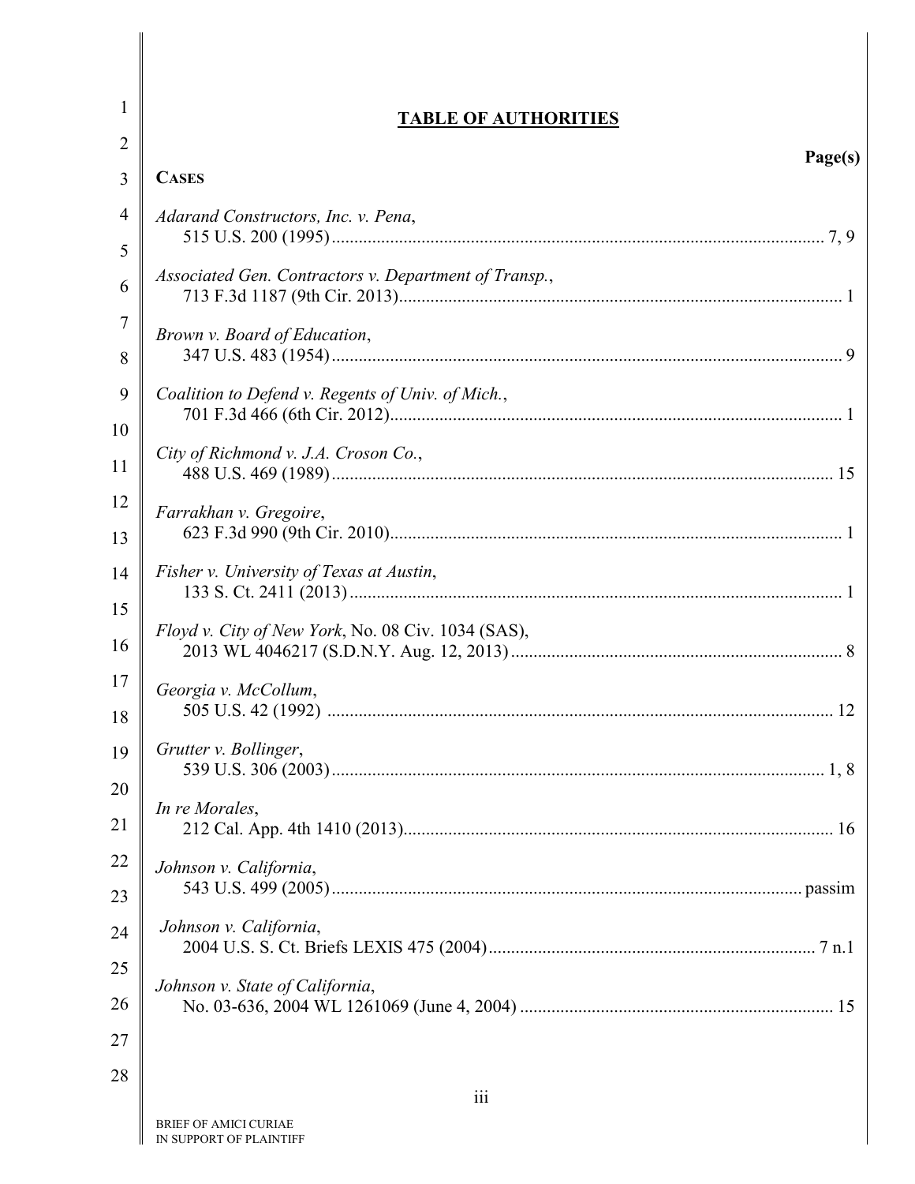## TABLE OF AUTHORITIES

**Page(s)**

**CASES**

*Adarand Constructors, Inc. v. Pena*,
515 U.S. 200 (1995) ........................................ 7, 9

*Associated Gen. Contractors v. Department of Transp.*,
713 F.3d 1187 (9th Cir. 2013) ........................................ 1

*Brown v. Board of Education*,
347 U.S. 483 (1954) ........................................ 9

*Coalition to Defend v. Regents of Univ. of Mich.*,
701 F.3d 466 (6th Cir. 2012) ........................................ 1

*City of Richmond v. J.A. Croson Co.*,
488 U.S. 469 (1989) ........................................ 15

*Farrakhan v. Gregoire*,
623 F.3d 990 (9th Cir. 2010) ........................................ 1

*Fisher v. University of Texas at Austin*,
133 S. Ct. 2411 (2013) ........................................ 1

*Floyd v. City of New York*, No. 08 Civ. 1034 (SAS),
2013 WL 4046217 (S.D.N.Y. Aug. 12, 2013) ........................................ 8

*Georgia v. McCollum*,
505 U.S. 42 (1992) ........................................ 12

*Grutter v. Bollinger*,
539 U.S. 306 (2003) ........................................ 1, 8

*In re Morales*,
212 Cal. App. 4th 1410 (2013) ........................................ 16

*Johnson v. California*,
543 U.S. 499 (2005) ........................................ passim

*Johnson v. California*,
2004 U.S. S. Ct. Briefs LEXIS 475 (2004) ........................................ 7 n.1

*Johnson v. State of California*,
No. 03-636, 2004 WL 1261069 (June 4, 2004) ........................................ 15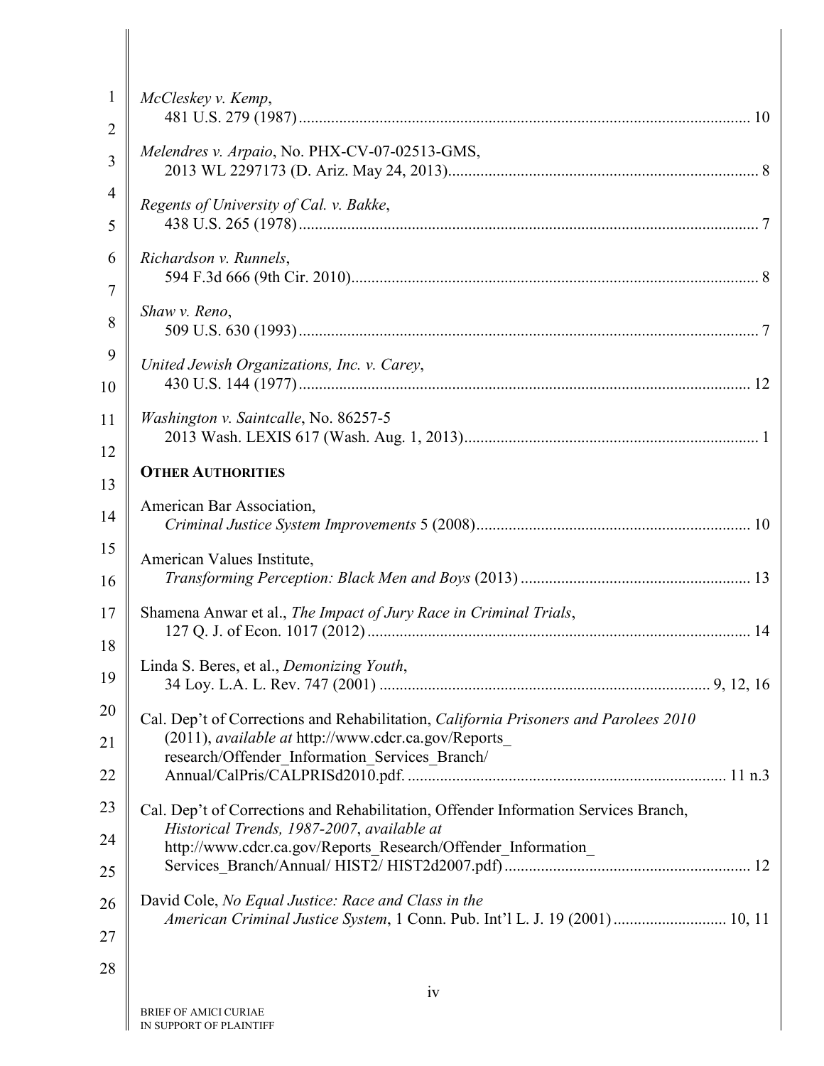*McCleskey v. Kemp*,
481 U.S. 279 (1987) ........................................................................................................ 10

*Melendres v. Arpaio*, No. PHX-CV-07-02513-GMS,
2013 WL 2297173 (D. Ariz. May 24, 2013) ........................................................................ 8

*Regents of University of Cal. v. Bakke*,
438 U.S. 265 (1978) .......................................................................................................... 7

*Richardson v. Runnels*,
594 F.3d 666 (9th Cir. 2010) .............................................................................................. 8

*Shaw v. Reno*,
509 U.S. 630 (1993) .......................................................................................................... 7

*United Jewish Organizations, Inc. v. Carey*,
430 U.S. 144 (1977) ........................................................................................................ 12

*Washington v. Saintcalle*, No. 86257-5
2013 Wash. LEXIS 617 (Wash. Aug. 1, 2013) ..................................................................... 1

**OTHER AUTHORITIES**

American Bar Association,
*Criminal Justice System Improvements* 5 (2008) ............................................................ 10

American Values Institute,
*Transforming Perception: Black Men and Boys* (2013) .................................................... 13

Shamena Anwar et al., *The Impact of Jury Race in Criminal Trials*,
127 Q. J. of Econ. 1017 (2012) ........................................................................................ 14

Linda S. Beres, et al., *Demonizing Youth*,
34 Loy. L.A. L. Rev. 747 (2001) ............................................................................ 9, 12, 16

Cal. Dep't of Corrections and Rehabilitation, *California Prisoners and Parolees 2010* (2011), *available at* http://www.cdcr.ca.gov/Reports_research/Offender_Information_Services_Branch/Annual/CalPris/CALPRISd2010.pdf. ................................................................. 11 n.3

Cal. Dep't of Corrections and Rehabilitation, Offender Information Services Branch, *Historical Trends, 1987-2007*, *available at* http://www.cdcr.ca.gov/Reports_Research/Offender_Information_Services_Branch/Annual/ HIST2/ HIST2d2007.pdf) ........................................................ 12

David Cole, *No Equal Justice: Race and Class in the American Criminal Justice System*, 1 Conn. Pub. Int'l L. J. 19 (2001) ........................... 10, 11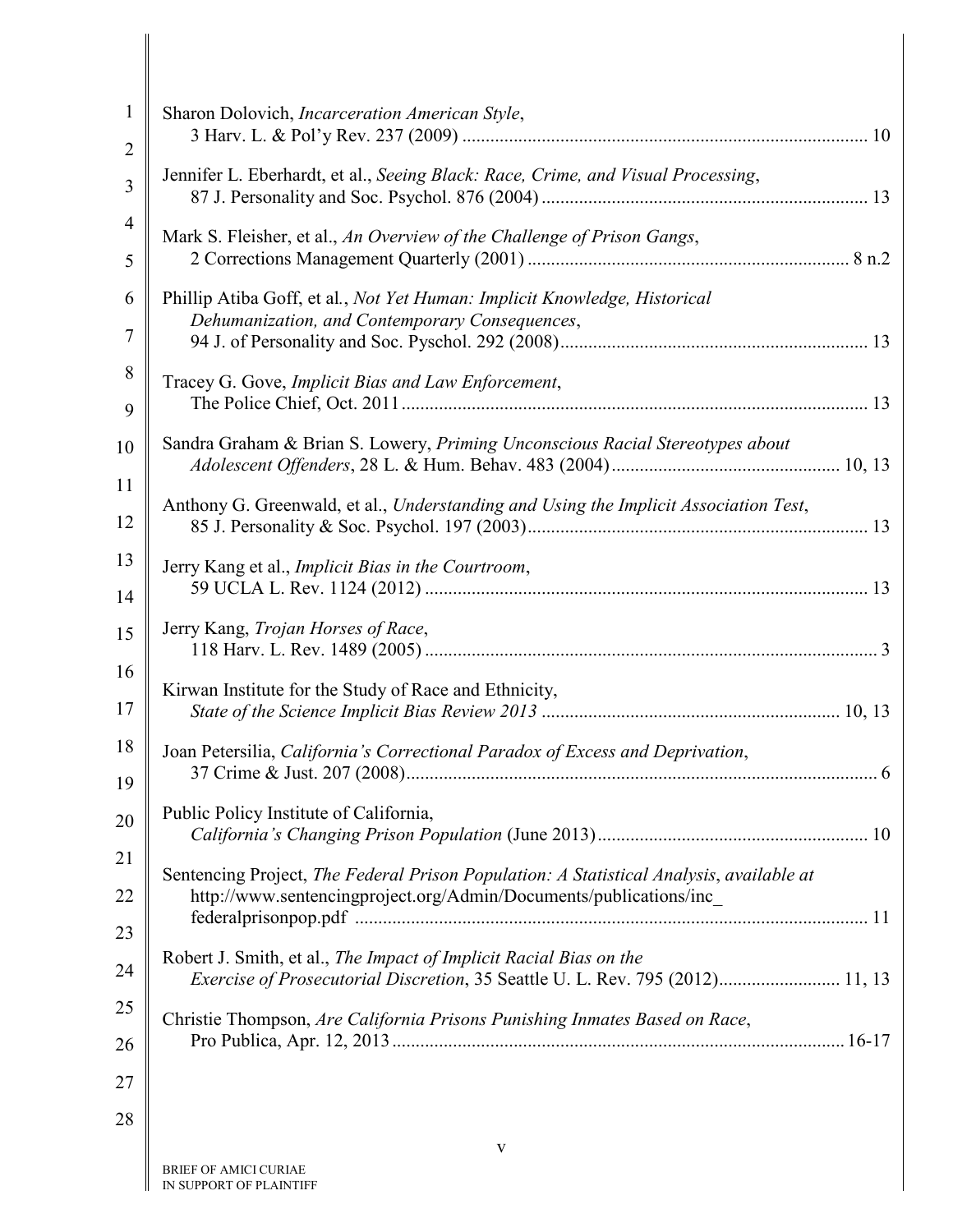Sharon Dolovich, *Incarceration American Style*, 3 Harv. L. & Pol'y Rev. 237 (2009) ..... 10

Jennifer L. Eberhardt, et al., *Seeing Black: Race, Crime, and Visual Processing*, 87 J. Personality and Soc. Psychol. 876 (2004) ..... 13

Mark S. Fleisher, et al., *An Overview of the Challenge of Prison Gangs*, 2 Corrections Management Quarterly (2001) ..... 8 n.2

Phillip Atiba Goff, et al., *Not Yet Human: Implicit Knowledge, Historical Dehumanization, and Contemporary Consequences*, 94 J. of Personality and Soc. Pyschol. 292 (2008) ..... 13

Tracey G. Gove, *Implicit Bias and Law Enforcement*, The Police Chief, Oct. 2011 ..... 13

Sandra Graham & Brian S. Lowery, *Priming Unconscious Racial Stereotypes about Adolescent Offenders*, 28 L. & Hum. Behav. 483 (2004) ..... 10, 13

Anthony G. Greenwald, et al., *Understanding and Using the Implicit Association Test*, 85 J. Personality & Soc. Psychol. 197 (2003) ..... 13

Jerry Kang et al., *Implicit Bias in the Courtroom*, 59 UCLA L. Rev. 1124 (2012) ..... 13

Jerry Kang, *Trojan Horses of Race*, 118 Harv. L. Rev. 1489 (2005) ..... 3

Kirwan Institute for the Study of Race and Ethnicity, *State of the Science Implicit Bias Review 2013* ..... 10, 13

Joan Petersilia, *California's Correctional Paradox of Excess and Deprivation*, 37 Crime & Just. 207 (2008) ..... 6

Public Policy Institute of California, *California's Changing Prison Population* (June 2013) ..... 10

Sentencing Project, *The Federal Prison Population: A Statistical Analysis*, *available at* http://www.sentencingproject.org/Admin/Documents/publications/inc_federalprisonpop.pdf ..... 11

Robert J. Smith, et al., *The Impact of Implicit Racial Bias on the Exercise of Prosecutorial Discretion*, 35 Seattle U. L. Rev. 795 (2012) ..... 11, 13

Christie Thompson, *Are California Prisons Punishing Inmates Based on Race*, Pro Publica, Apr. 12, 2013 ..... 16-17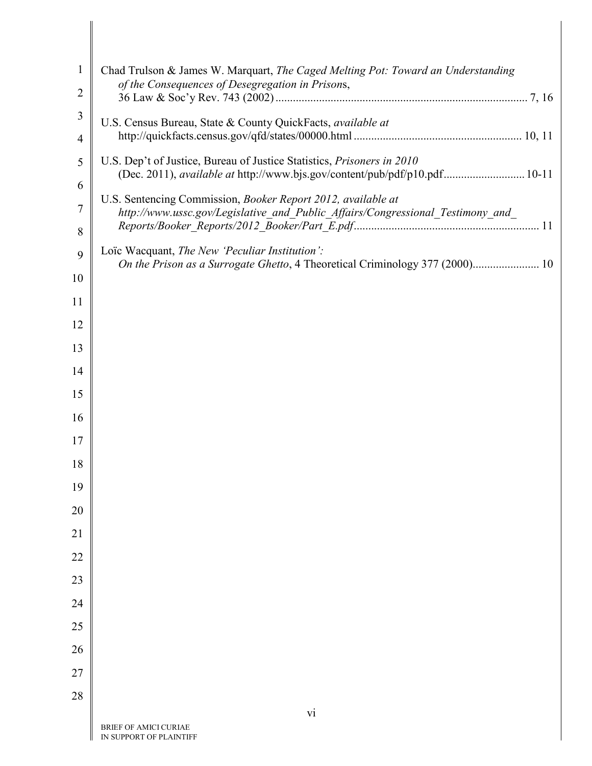Chad Trulson & James W. Marquart, *The Caged Melting Pot: Toward an Understanding of the Consequences of Desegregation in Prisons*, 36 Law & Soc'y Rev. 743 (2002) ........................................................................................ 7, 16

U.S. Census Bureau, State & County QuickFacts, *available at* http://quickfacts.census.gov/qfd/states/00000.html .......................................................... 10, 11

U.S. Dep't of Justice, Bureau of Justice Statistics, *Prisoners in 2010* (Dec. 2011), *available at* http://www.bjs.gov/content/pub/pdf/p10.pdf............................ 10-11

U.S. Sentencing Commission, *Booker Report 2012, available at http://www.ussc.gov/Legislative_and_Public_Affairs/Congressional_Testimony_and_Reports/Booker_Reports/2012_Booker/Part_E.pdf*................................................................ 11

Loïc Wacquant, *The New 'Peculiar Institution': On the Prison as a Surrogate Ghetto*, 4 Theoretical Criminology 377 (2000)....................... 10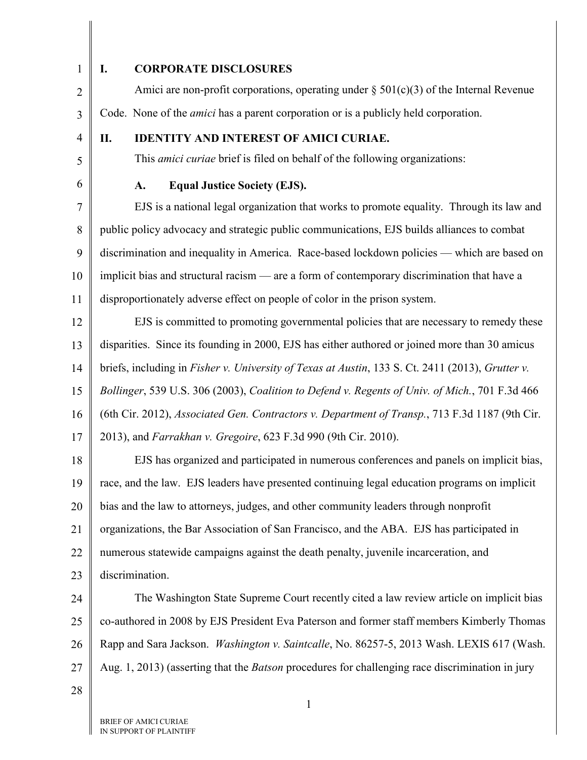## I. CORPORATE DISCLOSURES

Amici are non-profit corporations, operating under § 501(c)(3) of the Internal Revenue Code. None of the *amici* has a parent corporation or is a publicly held corporation.

## II. IDENTITY AND INTEREST OF AMICI CURIAE.

This *amici curiae* brief is filed on behalf of the following organizations:

### A. Equal Justice Society (EJS).

EJS is a national legal organization that works to promote equality. Through its law and public policy advocacy and strategic public communications, EJS builds alliances to combat discrimination and inequality in America. Race-based lockdown policies — which are based on implicit bias and structural racism — are a form of contemporary discrimination that have a disproportionately adverse effect on people of color in the prison system.

EJS is committed to promoting governmental policies that are necessary to remedy these disparities. Since its founding in 2000, EJS has either authored or joined more than 30 amicus briefs, including in *Fisher v. University of Texas at Austin*, 133 S. Ct. 2411 (2013), *Grutter v. Bollinger*, 539 U.S. 306 (2003), *Coalition to Defend v. Regents of Univ. of Mich.*, 701 F.3d 466 (6th Cir. 2012), *Associated Gen. Contractors v. Department of Transp.*, 713 F.3d 1187 (9th Cir. 2013), and *Farrakhan v. Gregoire*, 623 F.3d 990 (9th Cir. 2010).

EJS has organized and participated in numerous conferences and panels on implicit bias, race, and the law. EJS leaders have presented continuing legal education programs on implicit bias and the law to attorneys, judges, and other community leaders through nonprofit organizations, the Bar Association of San Francisco, and the ABA. EJS has participated in numerous statewide campaigns against the death penalty, juvenile incarceration, and discrimination.

The Washington State Supreme Court recently cited a law review article on implicit bias co-authored in 2008 by EJS President Eva Paterson and former staff members Kimberly Thomas Rapp and Sara Jackson. *Washington v. Saintcalle*, No. 86257-5, 2013 Wash. LEXIS 617 (Wash. Aug. 1, 2013) (asserting that the *Batson* procedures for challenging race discrimination in jury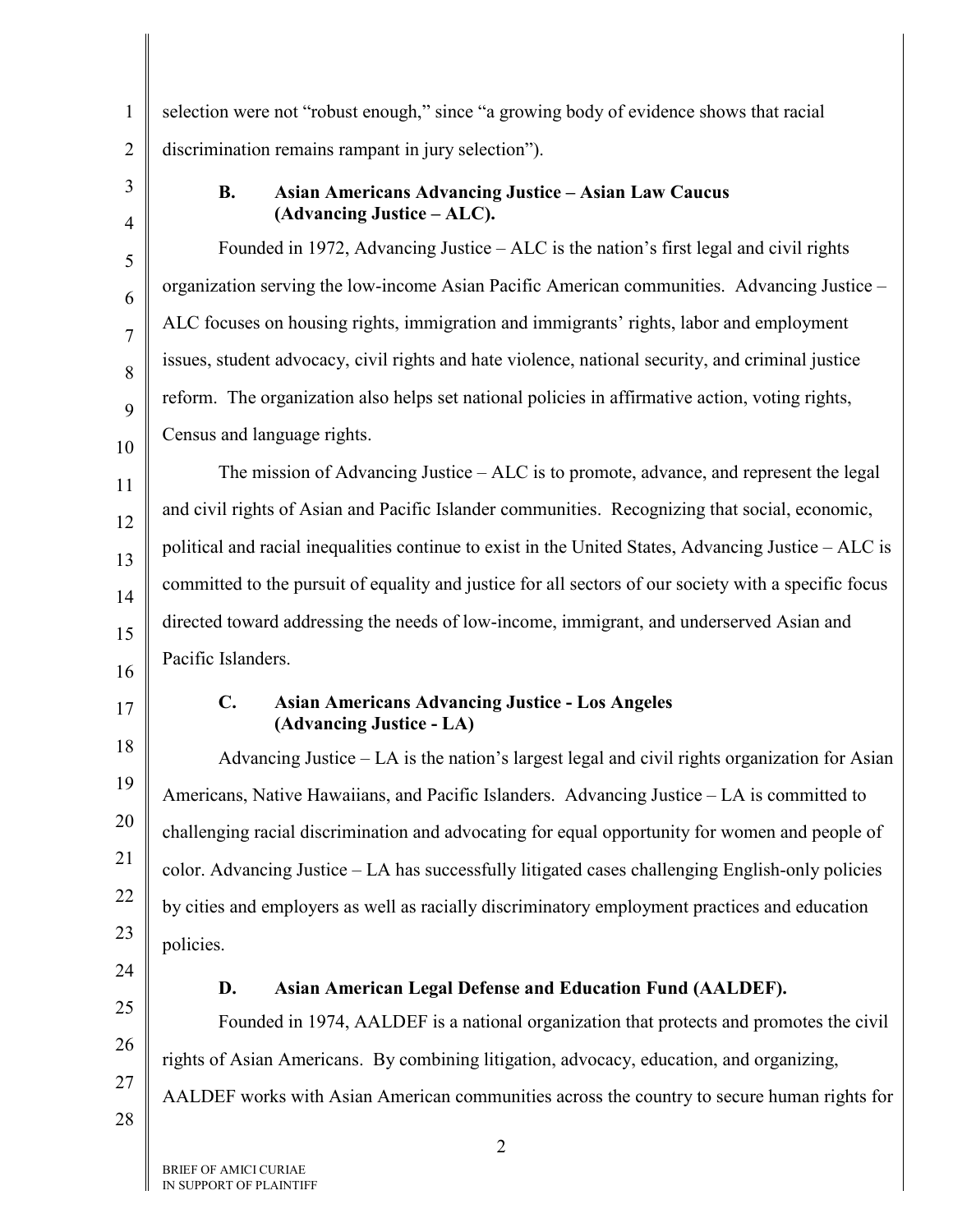selection were not "robust enough," since "a growing body of evidence shows that racial discrimination remains rampant in jury selection").

### B. Asian Americans Advancing Justice – Asian Law Caucus (Advancing Justice – ALC).

Founded in 1972, Advancing Justice – ALC is the nation's first legal and civil rights organization serving the low-income Asian Pacific American communities. Advancing Justice – ALC focuses on housing rights, immigration and immigrants' rights, labor and employment issues, student advocacy, civil rights and hate violence, national security, and criminal justice reform. The organization also helps set national policies in affirmative action, voting rights, Census and language rights.

The mission of Advancing Justice – ALC is to promote, advance, and represent the legal and civil rights of Asian and Pacific Islander communities. Recognizing that social, economic, political and racial inequalities continue to exist in the United States, Advancing Justice – ALC is committed to the pursuit of equality and justice for all sectors of our society with a specific focus directed toward addressing the needs of low-income, immigrant, and underserved Asian and Pacific Islanders.

### C. Asian Americans Advancing Justice - Los Angeles (Advancing Justice - LA)

Advancing Justice – LA is the nation's largest legal and civil rights organization for Asian Americans, Native Hawaiians, and Pacific Islanders. Advancing Justice – LA is committed to challenging racial discrimination and advocating for equal opportunity for women and people of color. Advancing Justice – LA has successfully litigated cases challenging English-only policies by cities and employers as well as racially discriminatory employment practices and education policies.

### D. Asian American Legal Defense and Education Fund (AALDEF).

Founded in 1974, AALDEF is a national organization that protects and promotes the civil rights of Asian Americans. By combining litigation, advocacy, education, and organizing, AALDEF works with Asian American communities across the country to secure human rights for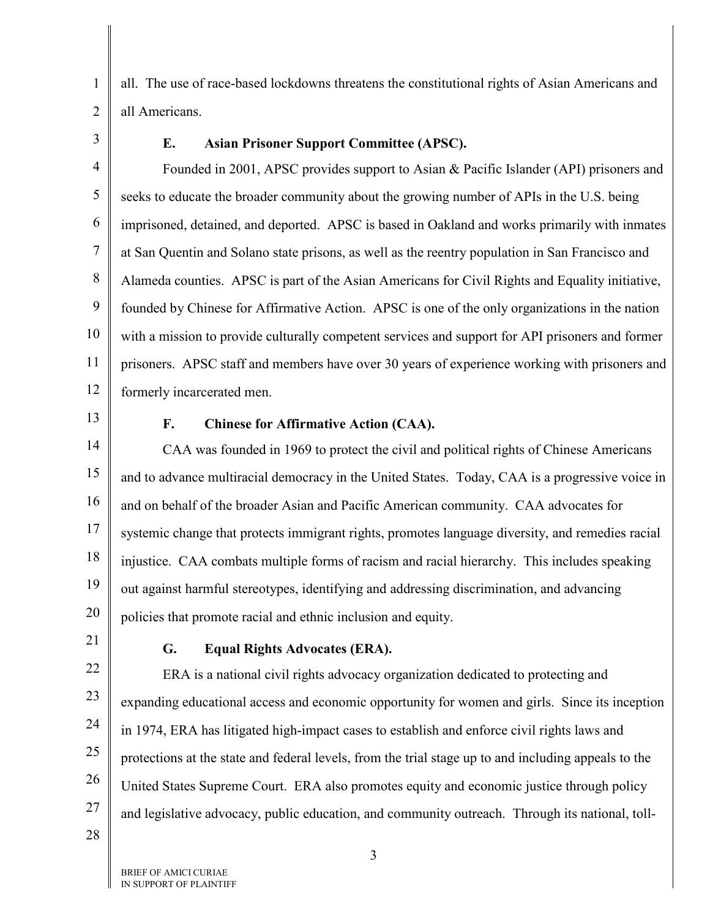all. The use of race-based lockdowns threatens the constitutional rights of Asian Americans and all Americans.

### E. Asian Prisoner Support Committee (APSC).

Founded in 2001, APSC provides support to Asian & Pacific Islander (API) prisoners and seeks to educate the broader community about the growing number of APIs in the U.S. being imprisoned, detained, and deported. APSC is based in Oakland and works primarily with inmates at San Quentin and Solano state prisons, as well as the reentry population in San Francisco and Alameda counties. APSC is part of the Asian Americans for Civil Rights and Equality initiative, founded by Chinese for Affirmative Action. APSC is one of the only organizations in the nation with a mission to provide culturally competent services and support for API prisoners and former prisoners. APSC staff and members have over 30 years of experience working with prisoners and formerly incarcerated men.

### F. Chinese for Affirmative Action (CAA).

CAA was founded in 1969 to protect the civil and political rights of Chinese Americans and to advance multiracial democracy in the United States. Today, CAA is a progressive voice in and on behalf of the broader Asian and Pacific American community. CAA advocates for systemic change that protects immigrant rights, promotes language diversity, and remedies racial injustice. CAA combats multiple forms of racism and racial hierarchy. This includes speaking out against harmful stereotypes, identifying and addressing discrimination, and advancing policies that promote racial and ethnic inclusion and equity.

### G. Equal Rights Advocates (ERA).

ERA is a national civil rights advocacy organization dedicated to protecting and expanding educational access and economic opportunity for women and girls. Since its inception in 1974, ERA has litigated high-impact cases to establish and enforce civil rights laws and protections at the state and federal levels, from the trial stage up to and including appeals to the United States Supreme Court. ERA also promotes equity and economic justice through policy and legislative advocacy, public education, and community outreach. Through its national, toll-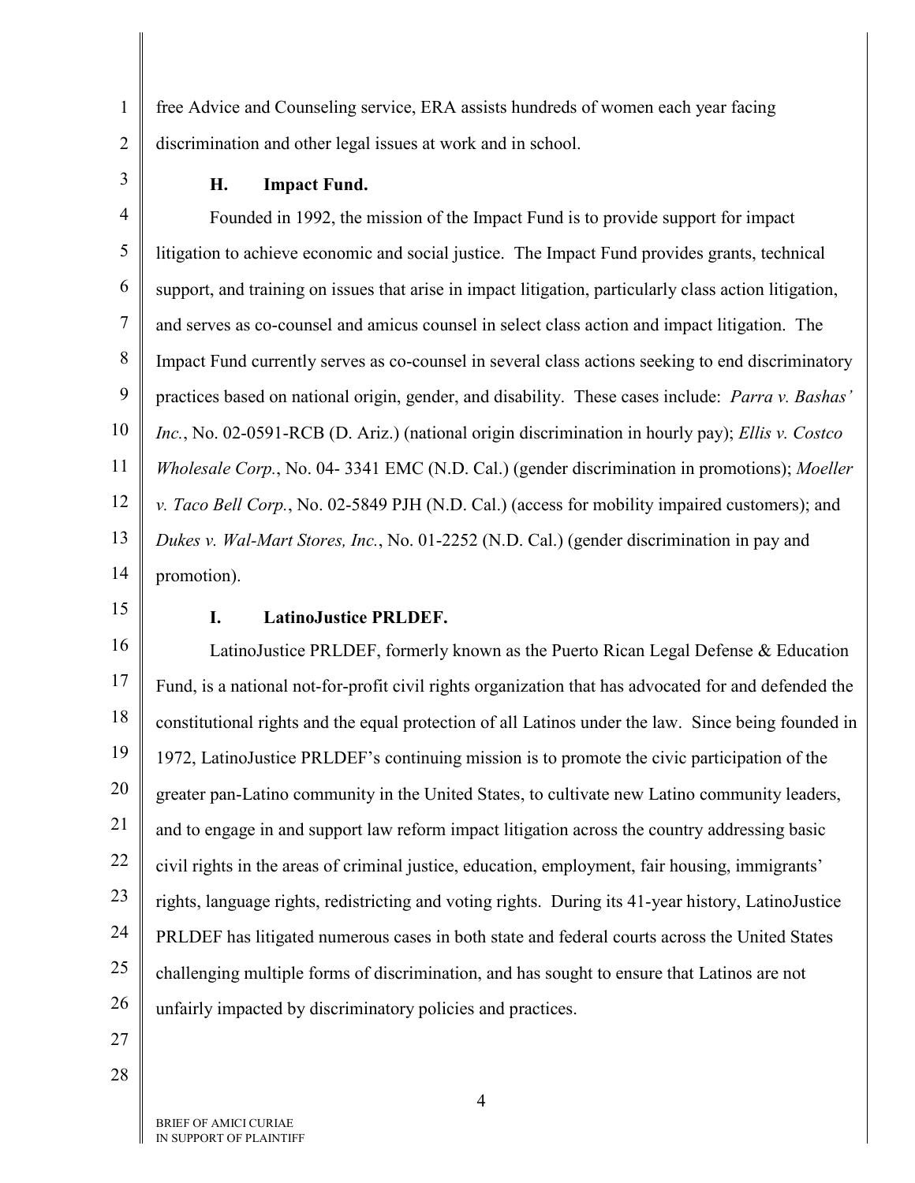free Advice and Counseling service, ERA assists hundreds of women each year facing discrimination and other legal issues at work and in school.

### H. Impact Fund.

Founded in 1992, the mission of the Impact Fund is to provide support for impact litigation to achieve economic and social justice. The Impact Fund provides grants, technical support, and training on issues that arise in impact litigation, particularly class action litigation, and serves as co-counsel and amicus counsel in select class action and impact litigation. The Impact Fund currently serves as co-counsel in several class actions seeking to end discriminatory practices based on national origin, gender, and disability. These cases include: *Parra v. Bashas' Inc.*, No. 02-0591-RCB (D. Ariz.) (national origin discrimination in hourly pay); *Ellis v. Costco Wholesale Corp.*, No. 04- 3341 EMC (N.D. Cal.) (gender discrimination in promotions); *Moeller v. Taco Bell Corp.*, No. 02-5849 PJH (N.D. Cal.) (access for mobility impaired customers); and *Dukes v. Wal-Mart Stores, Inc.*, No. 01-2252 (N.D. Cal.) (gender discrimination in pay and promotion).

### I. LatinoJustice PRLDEF.

LatinoJustice PRLDEF, formerly known as the Puerto Rican Legal Defense & Education Fund, is a national not-for-profit civil rights organization that has advocated for and defended the constitutional rights and the equal protection of all Latinos under the law. Since being founded in 1972, LatinoJustice PRLDEF's continuing mission is to promote the civic participation of the greater pan-Latino community in the United States, to cultivate new Latino community leaders, and to engage in and support law reform impact litigation across the country addressing basic civil rights in the areas of criminal justice, education, employment, fair housing, immigrants' rights, language rights, redistricting and voting rights. During its 41-year history, LatinoJustice PRLDEF has litigated numerous cases in both state and federal courts across the United States challenging multiple forms of discrimination, and has sought to ensure that Latinos are not unfairly impacted by discriminatory policies and practices.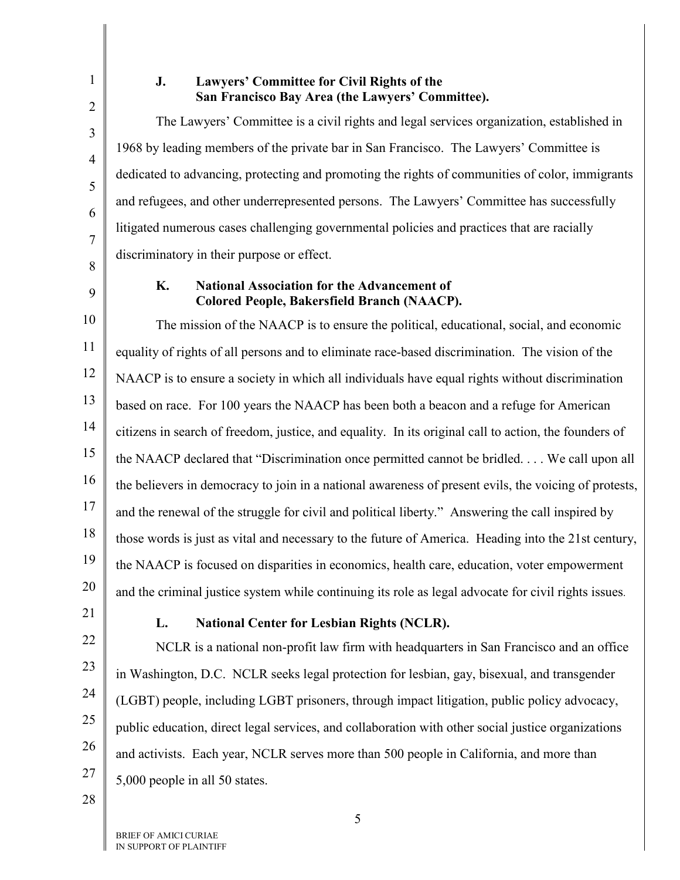### J. Lawyers' Committee for Civil Rights of the San Francisco Bay Area (the Lawyers' Committee).

The Lawyers' Committee is a civil rights and legal services organization, established in 1968 by leading members of the private bar in San Francisco. The Lawyers' Committee is dedicated to advancing, protecting and promoting the rights of communities of color, immigrants and refugees, and other underrepresented persons. The Lawyers' Committee has successfully litigated numerous cases challenging governmental policies and practices that are racially discriminatory in their purpose or effect.

### K. National Association for the Advancement of Colored People, Bakersfield Branch (NAACP).

The mission of the NAACP is to ensure the political, educational, social, and economic equality of rights of all persons and to eliminate race-based discrimination. The vision of the NAACP is to ensure a society in which all individuals have equal rights without discrimination based on race. For 100 years the NAACP has been both a beacon and a refuge for American citizens in search of freedom, justice, and equality. In its original call to action, the founders of the NAACP declared that "Discrimination once permitted cannot be bridled. . . . We call upon all the believers in democracy to join in a national awareness of present evils, the voicing of protests, and the renewal of the struggle for civil and political liberty." Answering the call inspired by those words is just as vital and necessary to the future of America. Heading into the 21st century, the NAACP is focused on disparities in economics, health care, education, voter empowerment and the criminal justice system while continuing its role as legal advocate for civil rights issues.

### L. National Center for Lesbian Rights (NCLR).

NCLR is a national non-profit law firm with headquarters in San Francisco and an office in Washington, D.C. NCLR seeks legal protection for lesbian, gay, bisexual, and transgender (LGBT) people, including LGBT prisoners, through impact litigation, public policy advocacy, public education, direct legal services, and collaboration with other social justice organizations and activists. Each year, NCLR serves more than 500 people in California, and more than 5,000 people in all 50 states.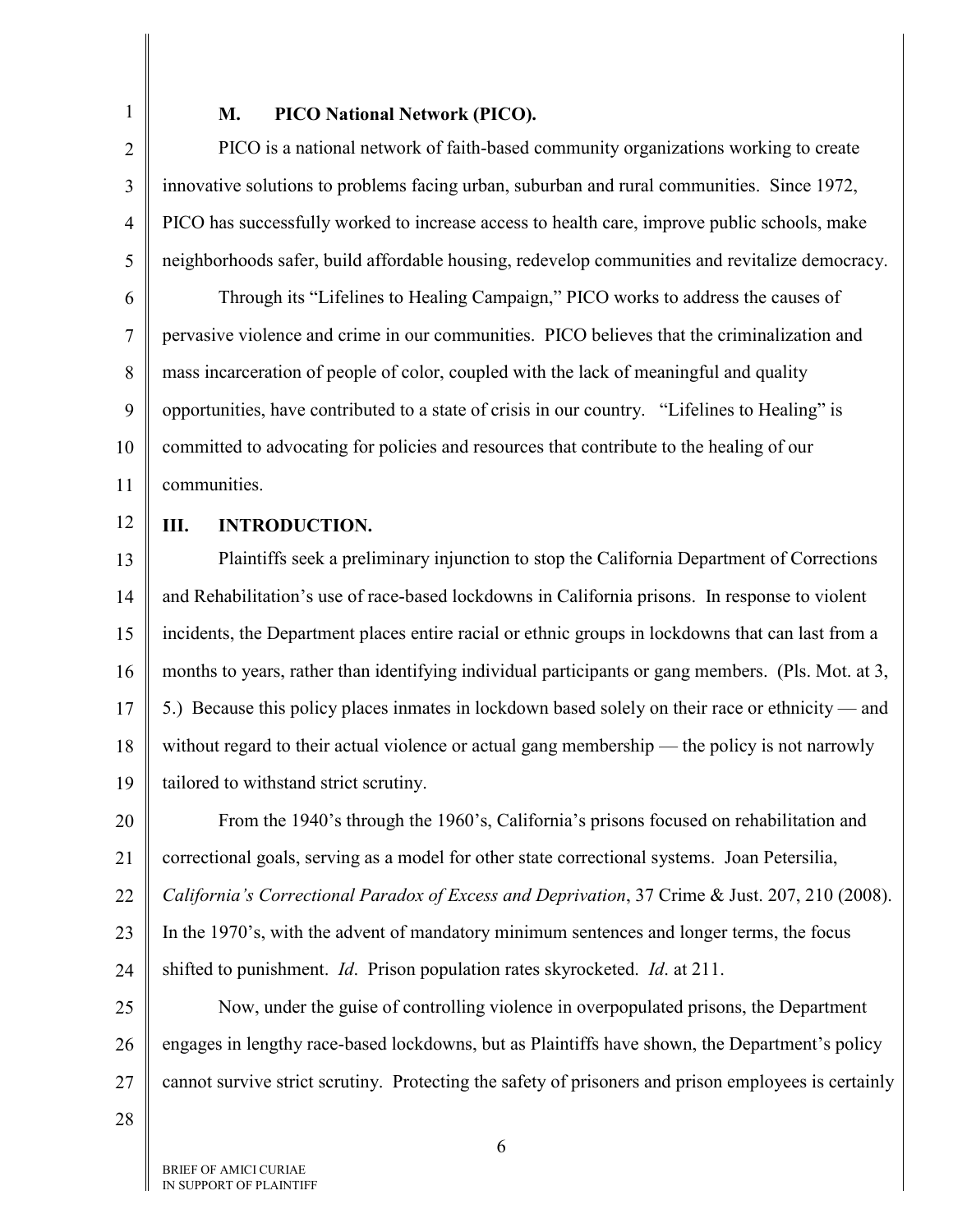### M. PICO National Network (PICO).

PICO is a national network of faith-based community organizations working to create innovative solutions to problems facing urban, suburban and rural communities. Since 1972, PICO has successfully worked to increase access to health care, improve public schools, make neighborhoods safer, build affordable housing, redevelop communities and revitalize democracy.

Through its "Lifelines to Healing Campaign," PICO works to address the causes of pervasive violence and crime in our communities. PICO believes that the criminalization and mass incarceration of people of color, coupled with the lack of meaningful and quality opportunities, have contributed to a state of crisis in our country. "Lifelines to Healing" is committed to advocating for policies and resources that contribute to the healing of our communities.

## III. INTRODUCTION.

Plaintiffs seek a preliminary injunction to stop the California Department of Corrections and Rehabilitation's use of race-based lockdowns in California prisons. In response to violent incidents, the Department places entire racial or ethnic groups in lockdowns that can last from a months to years, rather than identifying individual participants or gang members. (Pls. Mot. at 3, 5.) Because this policy places inmates in lockdown based solely on their race or ethnicity — and without regard to their actual violence or actual gang membership — the policy is not narrowly tailored to withstand strict scrutiny.

From the 1940's through the 1960's, California's prisons focused on rehabilitation and correctional goals, serving as a model for other state correctional systems. Joan Petersilia, *California's Correctional Paradox of Excess and Deprivation*, 37 Crime & Just. 207, 210 (2008). In the 1970's, with the advent of mandatory minimum sentences and longer terms, the focus shifted to punishment. *Id*. Prison population rates skyrocketed. *Id*. at 211.

Now, under the guise of controlling violence in overpopulated prisons, the Department engages in lengthy race-based lockdowns, but as Plaintiffs have shown, the Department's policy cannot survive strict scrutiny. Protecting the safety of prisoners and prison employees is certainly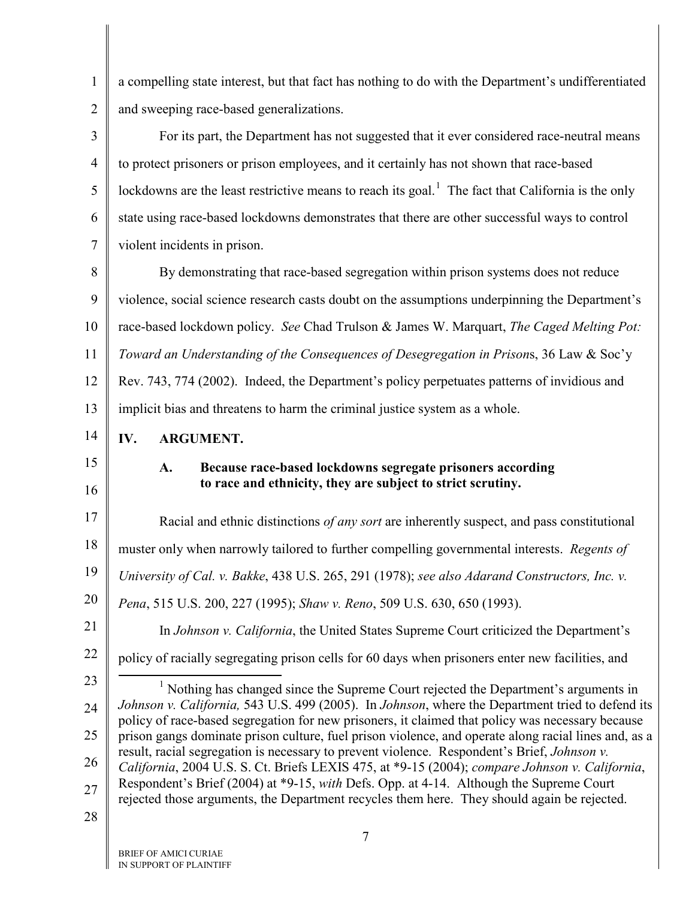a compelling state interest, but that fact has nothing to do with the Department's undifferentiated and sweeping race-based generalizations.

For its part, the Department has not suggested that it ever considered race-neutral means to protect prisoners or prison employees, and it certainly has not shown that race-based lockdowns are the least restrictive means to reach its goal.[1] The fact that California is the only state using race-based lockdowns demonstrates that there are other successful ways to control violent incidents in prison.

By demonstrating that race-based segregation within prison systems does not reduce violence, social science research casts doubt on the assumptions underpinning the Department's race-based lockdown policy. *See* Chad Trulson & James W. Marquart, *The Caged Melting Pot: Toward an Understanding of the Consequences of Desegregation in Prison*s, 36 Law & Soc'y Rev. 743, 774 (2002). Indeed, the Department's policy perpetuates patterns of invidious and implicit bias and threatens to harm the criminal justice system as a whole.

## IV. ARGUMENT.

### A. Because race-based lockdowns segregate prisoners according to race and ethnicity, they are subject to strict scrutiny.

Racial and ethnic distinctions *of any sort* are inherently suspect, and pass constitutional muster only when narrowly tailored to further compelling governmental interests. *Regents of University of Cal. v. Bakke*, 438 U.S. 265, 291 (1978); *see also Adarand Constructors, Inc. v. Pena*, 515 U.S. 200, 227 (1995); *Shaw v. Reno*, 509 U.S. 630, 650 (1993).

In *Johnson v. California*, the United States Supreme Court criticized the Department's policy of racially segregating prison cells for 60 days when prisoners enter new facilities, and

[1] Nothing has changed since the Supreme Court rejected the Department's arguments in *Johnson v. California,* 543 U.S. 499 (2005). In *Johnson*, where the Department tried to defend its policy of race-based segregation for new prisoners, it claimed that policy was necessary because prison gangs dominate prison culture, fuel prison violence, and operate along racial lines and, as a result, racial segregation is necessary to prevent violence. Respondent's Brief, *Johnson v. California*, 2004 U.S. S. Ct. Briefs LEXIS 475, at *9-15 (2004); *compare Johnson v. California*, Respondent's Brief (2004) at *9-15, *with* Defs. Opp. at 4-14. Although the Supreme Court rejected those arguments, the Department recycles them here. They should again be rejected.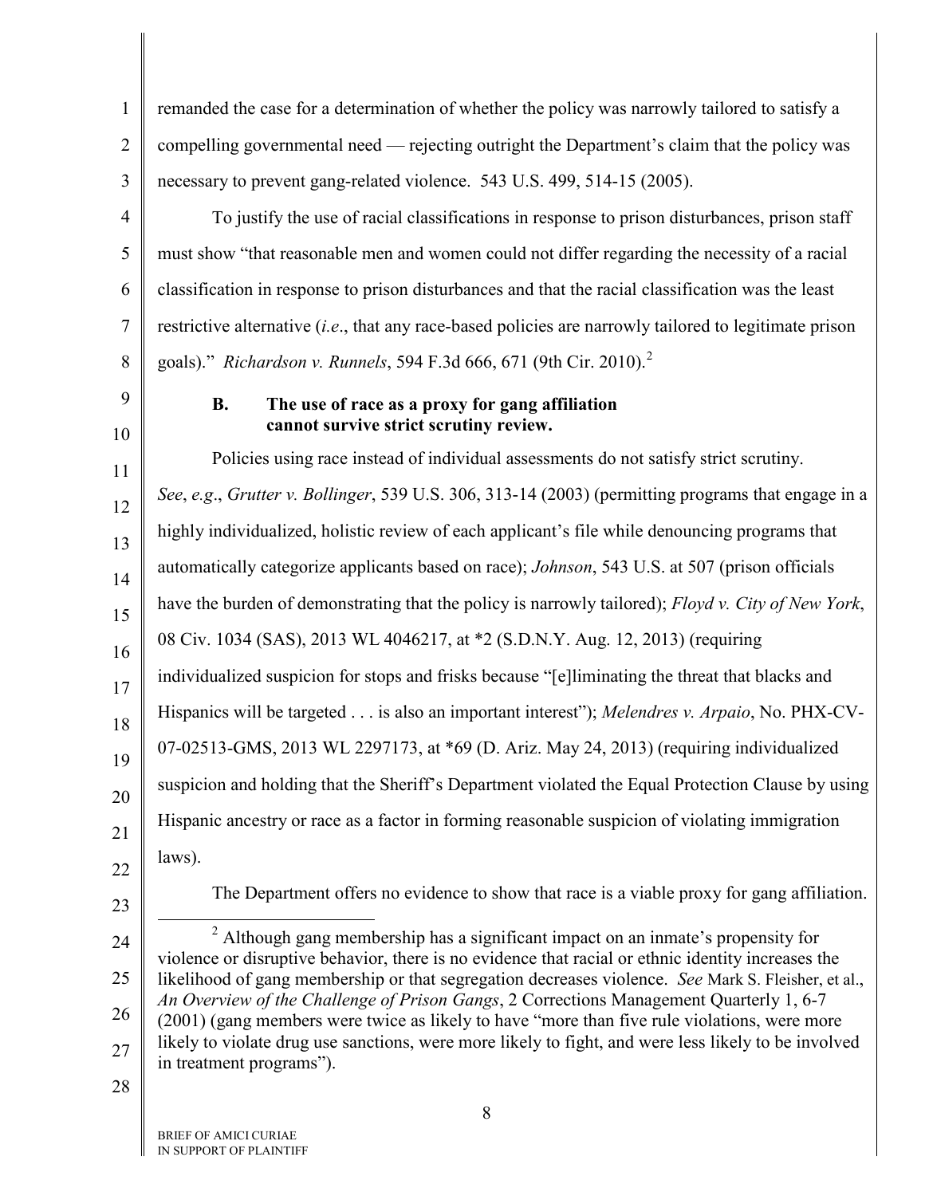remanded the case for a determination of whether the policy was narrowly tailored to satisfy a compelling governmental need — rejecting outright the Department's claim that the policy was necessary to prevent gang-related violence. 543 U.S. 499, 514-15 (2005).

To justify the use of racial classifications in response to prison disturbances, prison staff must show "that reasonable men and women could not differ regarding the necessity of a racial classification in response to prison disturbances and that the racial classification was the least restrictive alternative (*i.e*., that any race-based policies are narrowly tailored to legitimate prison goals)." *Richardson v. Runnels*, 594 F.3d 666, 671 (9th Cir. 2010).[2]

### B. The use of race as a proxy for gang affiliation cannot survive strict scrutiny review.

Policies using race instead of individual assessments do not satisfy strict scrutiny. *See*, *e.g*., *Grutter v. Bollinger*, 539 U.S. 306, 313-14 (2003) (permitting programs that engage in a highly individualized, holistic review of each applicant's file while denouncing programs that automatically categorize applicants based on race); *Johnson*, 543 U.S. at 507 (prison officials have the burden of demonstrating that the policy is narrowly tailored); *Floyd v. City of New York*, 08 Civ. 1034 (SAS), 2013 WL 4046217, at *2 (S.D.N.Y. Aug. 12, 2013) (requiring individualized suspicion for stops and frisks because "[e]liminating the threat that blacks and Hispanics will be targeted . . . is also an important interest"); *Melendres v. Arpaio*, No. PHX-CV-07-02513-GMS, 2013 WL 2297173, at *69 (D. Ariz. May 24, 2013) (requiring individualized suspicion and holding that the Sheriff's Department violated the Equal Protection Clause by using Hispanic ancestry or race as a factor in forming reasonable suspicion of violating immigration laws).

The Department offers no evidence to show that race is a viable proxy for gang affiliation.

---

[2] Although gang membership has a significant impact on an inmate's propensity for violence or disruptive behavior, there is no evidence that racial or ethnic identity increases the likelihood of gang membership or that segregation decreases violence. *See* Mark S. Fleisher, et al., *An Overview of the Challenge of Prison Gangs*, 2 Corrections Management Quarterly 1, 6-7 (2001) (gang members were twice as likely to have "more than five rule violations, were more likely to violate drug use sanctions, were more likely to fight, and were less likely to be involved in treatment programs").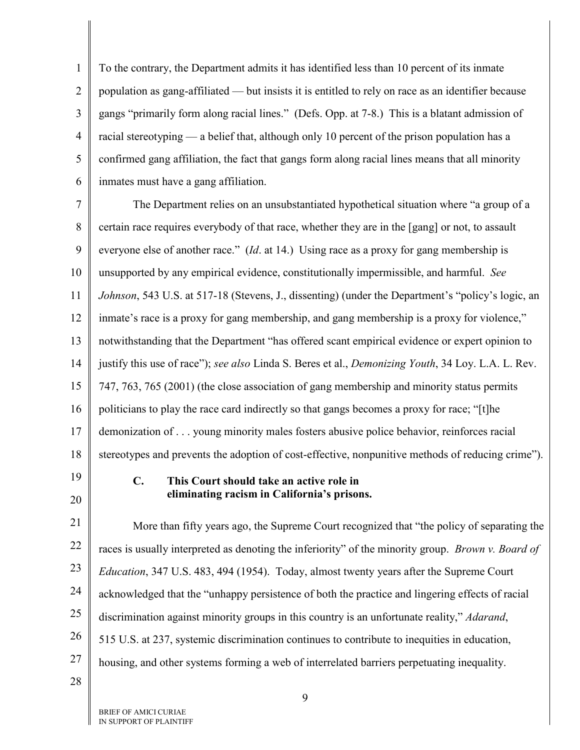To the contrary, the Department admits it has identified less than 10 percent of its inmate population as gang-affiliated — but insists it is entitled to rely on race as an identifier because gangs "primarily form along racial lines." (Defs. Opp. at 7-8.) This is a blatant admission of racial stereotyping — a belief that, although only 10 percent of the prison population has a confirmed gang affiliation, the fact that gangs form along racial lines means that all minority inmates must have a gang affiliation.

The Department relies on an unsubstantiated hypothetical situation where "a group of a certain race requires everybody of that race, whether they are in the [gang] or not, to assault everyone else of another race." (*Id*. at 14.) Using race as a proxy for gang membership is unsupported by any empirical evidence, constitutionally impermissible, and harmful. *See Johnson*, 543 U.S. at 517-18 (Stevens, J., dissenting) (under the Department's "policy's logic, an inmate's race is a proxy for gang membership, and gang membership is a proxy for violence," notwithstanding that the Department "has offered scant empirical evidence or expert opinion to justify this use of race"); *see also* Linda S. Beres et al., *Demonizing Youth*, 34 Loy. L.A. L. Rev. 747, 763, 765 (2001) (the close association of gang membership and minority status permits politicians to play the race card indirectly so that gangs becomes a proxy for race; "[t]he demonization of . . . young minority males fosters abusive police behavior, reinforces racial stereotypes and prevents the adoption of cost-effective, nonpunitive methods of reducing crime").

### C. This Court should take an active role in eliminating racism in California's prisons.

More than fifty years ago, the Supreme Court recognized that "the policy of separating the races is usually interpreted as denoting the inferiority" of the minority group. *Brown v. Board of Education*, 347 U.S. 483, 494 (1954). Today, almost twenty years after the Supreme Court acknowledged that the "unhappy persistence of both the practice and lingering effects of racial discrimination against minority groups in this country is an unfortunate reality," *Adarand*, 515 U.S. at 237, systemic discrimination continues to contribute to inequities in education, housing, and other systems forming a web of interrelated barriers perpetuating inequality.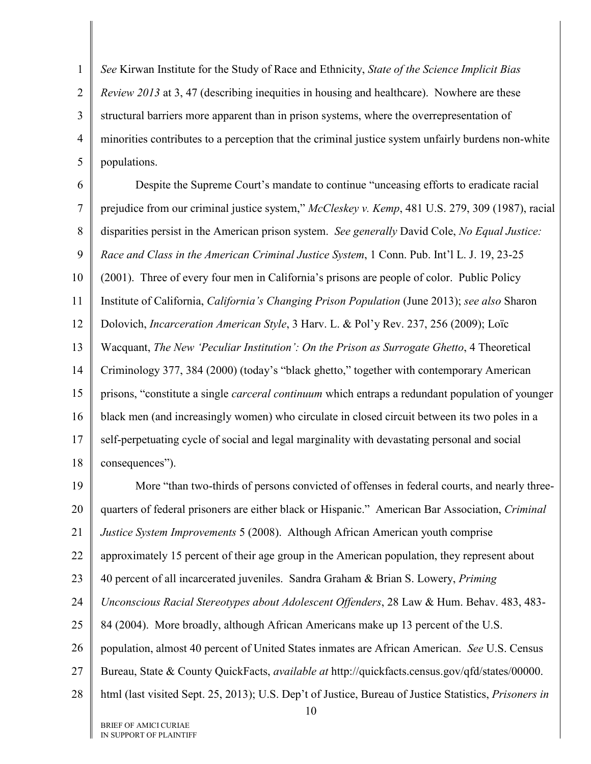*See* Kirwan Institute for the Study of Race and Ethnicity, *State of the Science Implicit Bias Review 2013* at 3, 47 (describing inequities in housing and healthcare). Nowhere are these structural barriers more apparent than in prison systems, where the overrepresentation of minorities contributes to a perception that the criminal justice system unfairly burdens non-white populations.

Despite the Supreme Court's mandate to continue "unceasing efforts to eradicate racial prejudice from our criminal justice system," *McCleskey v. Kemp*, 481 U.S. 279, 309 (1987), racial disparities persist in the American prison system. *See generally* David Cole, *No Equal Justice: Race and Class in the American Criminal Justice System*, 1 Conn. Pub. Int'l L. J. 19, 23-25 (2001). Three of every four men in California's prisons are people of color. Public Policy Institute of California, *California's Changing Prison Population* (June 2013); *see also* Sharon Dolovich, *Incarceration American Style*, 3 Harv. L. & Pol'y Rev. 237, 256 (2009); Loïc Wacquant, *The New 'Peculiar Institution': On the Prison as Surrogate Ghetto*, 4 Theoretical Criminology 377, 384 (2000) (today's "black ghetto," together with contemporary American prisons, "constitute a single *carceral continuum* which entraps a redundant population of younger black men (and increasingly women) who circulate in closed circuit between its two poles in a self-perpetuating cycle of social and legal marginality with devastating personal and social consequences").

More "than two-thirds of persons convicted of offenses in federal courts, and nearly three-quarters of federal prisoners are either black or Hispanic." American Bar Association, *Criminal Justice System Improvements* 5 (2008). Although African American youth comprise approximately 15 percent of their age group in the American population, they represent about 40 percent of all incarcerated juveniles. Sandra Graham & Brian S. Lowery, *Priming Unconscious Racial Stereotypes about Adolescent Offenders*, 28 Law & Hum. Behav. 483, 483-84 (2004). More broadly, although African Americans make up 13 percent of the U.S. population, almost 40 percent of United States inmates are African American. *See* U.S. Census Bureau, State & County QuickFacts, *available at* http://quickfacts.census.gov/qfd/states/00000.html (last visited Sept. 25, 2013); U.S. Dep't of Justice, Bureau of Justice Statistics, *Prisoners in*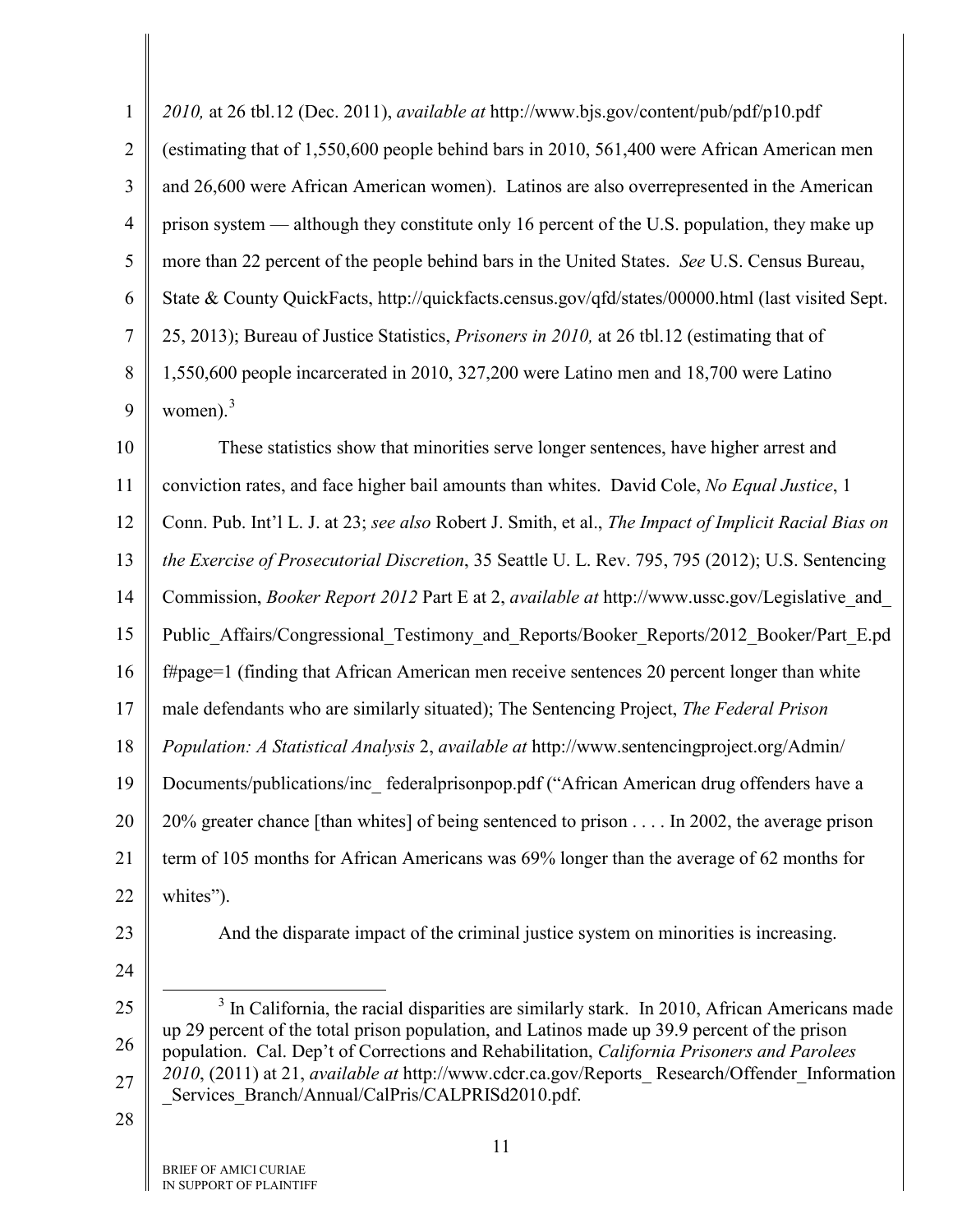*2010,* at 26 tbl.12 (Dec. 2011), *available at* http://www.bjs.gov/content/pub/pdf/p10.pdf (estimating that of 1,550,600 people behind bars in 2010, 561,400 were African American men and 26,600 were African American women). Latinos are also overrepresented in the American prison system — although they constitute only 16 percent of the U.S. population, they make up more than 22 percent of the people behind bars in the United States. *See* U.S. Census Bureau, State & County QuickFacts, http://quickfacts.census.gov/qfd/states/00000.html (last visited Sept. 25, 2013); Bureau of Justice Statistics, *Prisoners in 2010,* at 26 tbl.12 (estimating that of 1,550,600 people incarcerated in 2010, 327,200 were Latino men and 18,700 were Latino women).[3]

These statistics show that minorities serve longer sentences, have higher arrest and conviction rates, and face higher bail amounts than whites. David Cole, *No Equal Justice*, 1 Conn. Pub. Int'l L. J. at 23; *see also* Robert J. Smith, et al., *The Impact of Implicit Racial Bias on the Exercise of Prosecutorial Discretion*, 35 Seattle U. L. Rev. 795, 795 (2012); U.S. Sentencing Commission, *Booker Report 2012* Part E at 2, *available at* http://www.ussc.gov/Legislative_and_Public_Affairs/Congressional_Testimony_and_Reports/Booker_Reports/2012_Booker/Part_E.pdf#page=1 (finding that African American men receive sentences 20 percent longer than white male defendants who are similarly situated); The Sentencing Project, *The Federal Prison Population: A Statistical Analysis* 2, *available at* http://www.sentencingproject.org/Admin/Documents/publications/inc_ federalprisonpop.pdf ("African American drug offenders have a 20% greater chance [than whites] of being sentenced to prison . . . . In 2002, the average prison term of 105 months for African Americans was 69% longer than the average of 62 months for whites").

And the disparate impact of the criminal justice system on minorities is increasing.

---

[3] In California, the racial disparities are similarly stark. In 2010, African Americans made up 29 percent of the total prison population, and Latinos made up 39.9 percent of the prison population. Cal. Dep't of Corrections and Rehabilitation, *California Prisoners and Parolees 2010*, (2011) at 21, *available at* http://www.cdcr.ca.gov/Reports_ Research/Offender_Information_Services_Branch/Annual/CalPris/CALPRISd2010.pdf.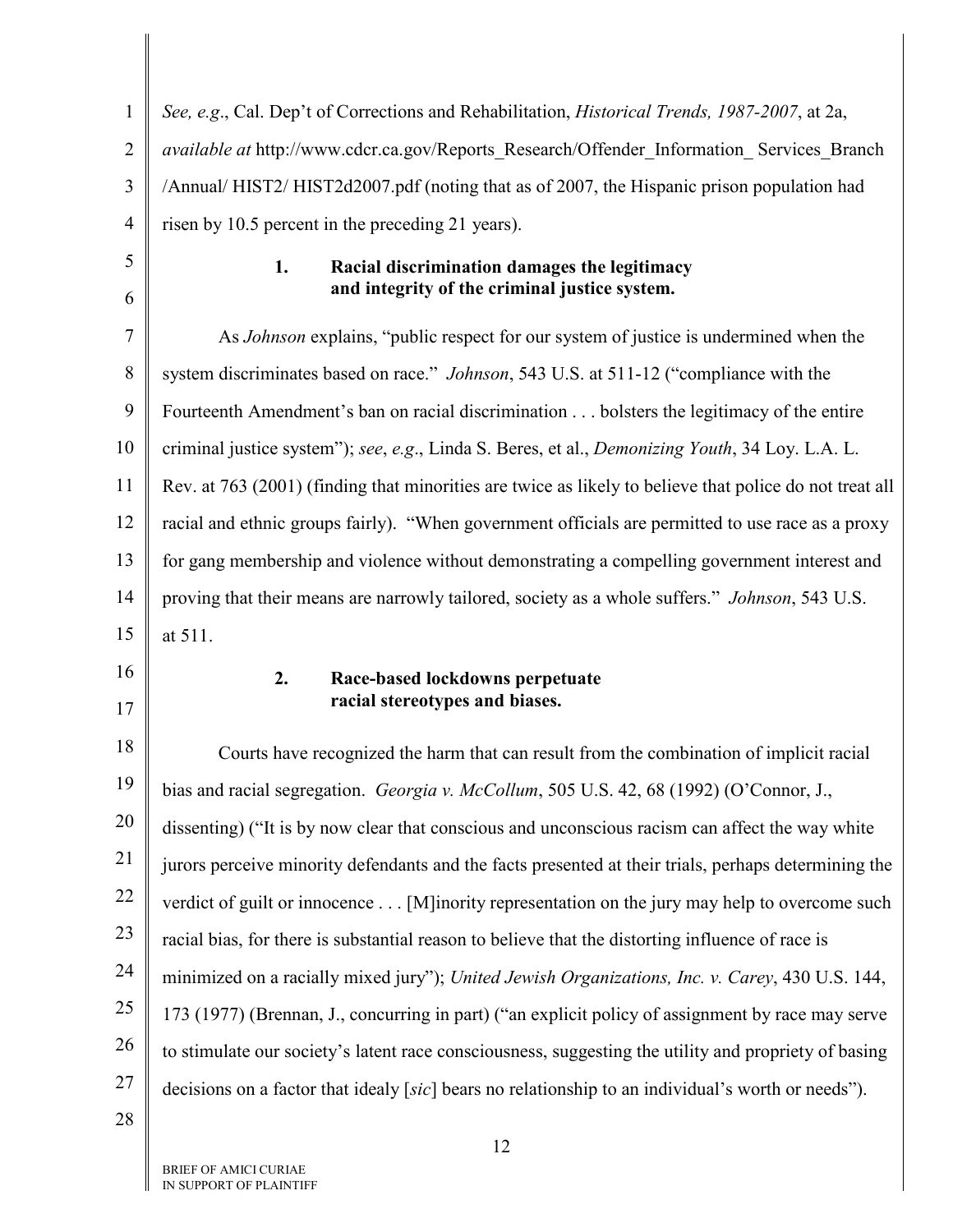*See, e.g*., Cal. Dep't of Corrections and Rehabilitation, *Historical Trends, 1987-2007*, at 2a, *available at* http://www.cdcr.ca.gov/Reports_Research/Offender_Information_ Services_Branch /Annual/ HIST2/ HIST2d2007.pdf (noting that as of 2007, the Hispanic prison population had risen by 10.5 percent in the preceding 21 years).

**1. Racial discrimination damages the legitimacy and integrity of the criminal justice system.**

As *Johnson* explains, "public respect for our system of justice is undermined when the system discriminates based on race." *Johnson*, 543 U.S. at 511-12 ("compliance with the Fourteenth Amendment's ban on racial discrimination . . . bolsters the legitimacy of the entire criminal justice system"); *see*, *e.g*., Linda S. Beres, et al., *Demonizing Youth*, 34 Loy. L.A. L. Rev. at 763 (2001) (finding that minorities are twice as likely to believe that police do not treat all racial and ethnic groups fairly). "When government officials are permitted to use race as a proxy for gang membership and violence without demonstrating a compelling government interest and proving that their means are narrowly tailored, society as a whole suffers." *Johnson*, 543 U.S. at 511.

**2. Race-based lockdowns perpetuate racial stereotypes and biases.**

Courts have recognized the harm that can result from the combination of implicit racial bias and racial segregation. *Georgia v. McCollum*, 505 U.S. 42, 68 (1992) (O'Connor, J., dissenting) ("It is by now clear that conscious and unconscious racism can affect the way white jurors perceive minority defendants and the facts presented at their trials, perhaps determining the verdict of guilt or innocence . . . [M]inority representation on the jury may help to overcome such racial bias, for there is substantial reason to believe that the distorting influence of race is minimized on a racially mixed jury"); *United Jewish Organizations, Inc. v. Carey*, 430 U.S. 144, 173 (1977) (Brennan, J., concurring in part) ("an explicit policy of assignment by race may serve to stimulate our society's latent race consciousness, suggesting the utility and propriety of basing decisions on a factor that idealy [*sic*] bears no relationship to an individual's worth or needs").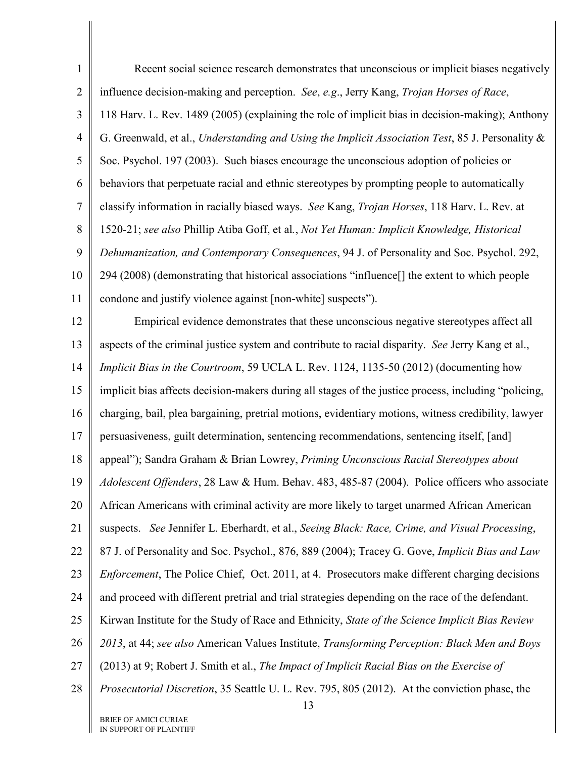Recent social science research demonstrates that unconscious or implicit biases negatively influence decision-making and perception. *See*, *e.g*., Jerry Kang, *Trojan Horses of Race*, 118 Harv. L. Rev. 1489 (2005) (explaining the role of implicit bias in decision-making); Anthony G. Greenwald, et al., *Understanding and Using the Implicit Association Test*, 85 J. Personality & Soc. Psychol. 197 (2003). Such biases encourage the unconscious adoption of policies or behaviors that perpetuate racial and ethnic stereotypes by prompting people to automatically classify information in racially biased ways. *See* Kang, *Trojan Horses*, 118 Harv. L. Rev. at 1520-21; *see also* Phillip Atiba Goff, et al*.*, *Not Yet Human: Implicit Knowledge, Historical Dehumanization, and Contemporary Consequences*, 94 J. of Personality and Soc. Psychol. 292, 294 (2008) (demonstrating that historical associations "influence[] the extent to which people condone and justify violence against [non-white] suspects").

Empirical evidence demonstrates that these unconscious negative stereotypes affect all aspects of the criminal justice system and contribute to racial disparity. *See* Jerry Kang et al., *Implicit Bias in the Courtroom*, 59 UCLA L. Rev. 1124, 1135-50 (2012) (documenting how implicit bias affects decision-makers during all stages of the justice process, including "policing, charging, bail, plea bargaining, pretrial motions, evidentiary motions, witness credibility, lawyer persuasiveness, guilt determination, sentencing recommendations, sentencing itself, [and] appeal"); Sandra Graham & Brian Lowrey, *Priming Unconscious Racial Stereotypes about Adolescent Offenders*, 28 Law & Hum. Behav. 483, 485-87 (2004). Police officers who associate African Americans with criminal activity are more likely to target unarmed African American suspects. *See* Jennifer L. Eberhardt, et al., *Seeing Black: Race, Crime, and Visual Processing*, 87 J. of Personality and Soc. Psychol., 876, 889 (2004); Tracey G. Gove, *Implicit Bias and Law Enforcement*, The Police Chief, Oct. 2011, at 4. Prosecutors make different charging decisions and proceed with different pretrial and trial strategies depending on the race of the defendant. Kirwan Institute for the Study of Race and Ethnicity, *State of the Science Implicit Bias Review 2013*, at 44; *see also* American Values Institute, *Transforming Perception: Black Men and Boys* (2013) at 9; Robert J. Smith et al., *The Impact of Implicit Racial Bias on the Exercise of Prosecutorial Discretion*, 35 Seattle U. L. Rev. 795, 805 (2012). At the conviction phase, the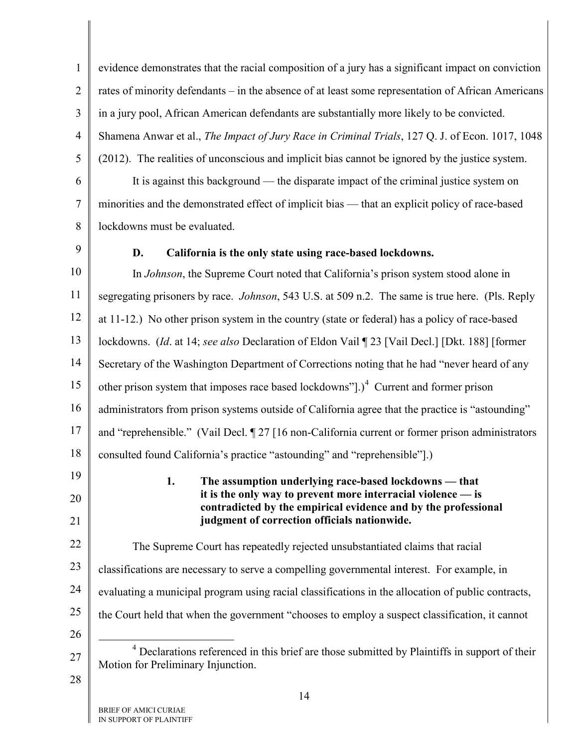evidence demonstrates that the racial composition of a jury has a significant impact on conviction rates of minority defendants – in the absence of at least some representation of African Americans in a jury pool, African American defendants are substantially more likely to be convicted. Shamena Anwar et al., *The Impact of Jury Race in Criminal Trials*, 127 Q. J. of Econ. 1017, 1048 (2012). The realities of unconscious and implicit bias cannot be ignored by the justice system.

It is against this background — the disparate impact of the criminal justice system on minorities and the demonstrated effect of implicit bias — that an explicit policy of race-based lockdowns must be evaluated.

### D. California is the only state using race-based lockdowns.

In *Johnson*, the Supreme Court noted that California's prison system stood alone in segregating prisoners by race. *Johnson*, 543 U.S. at 509 n.2. The same is true here. (Pls. Reply at 11-12.) No other prison system in the country (state or federal) has a policy of race-based lockdowns. (*Id*. at 14; *see also* Declaration of Eldon Vail ¶ 23 [Vail Decl.] [Dkt. 188] [former Secretary of the Washington Department of Corrections noting that he had "never heard of any other prison system that imposes race based lockdowns"].)[4] Current and former prison administrators from prison systems outside of California agree that the practice is "astounding" and "reprehensible." (Vail Decl. ¶ 27 [16 non-California current or former prison administrators consulted found California's practice "astounding" and "reprehensible"].)

#### 1. The assumption underlying race-based lockdowns — that it is the only way to prevent more interracial violence — is contradicted by the empirical evidence and by the professional judgment of correction officials nationwide.

The Supreme Court has repeatedly rejected unsubstantiated claims that racial classifications are necessary to serve a compelling governmental interest. For example, in evaluating a municipal program using racial classifications in the allocation of public contracts, the Court held that when the government "chooses to employ a suspect classification, it cannot

---

[4] Declarations referenced in this brief are those submitted by Plaintiffs in support of their Motion for Preliminary Injunction.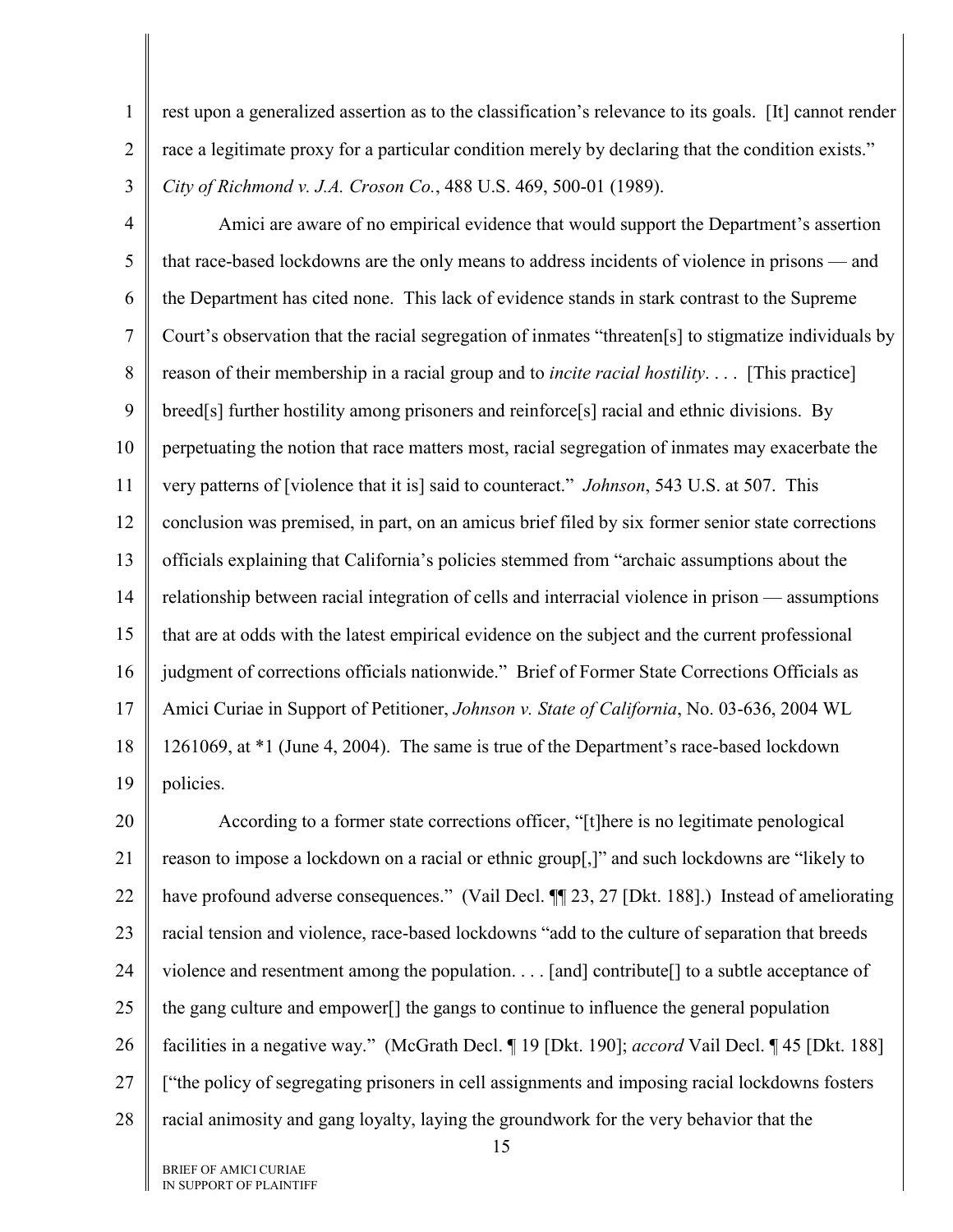rest upon a generalized assertion as to the classification's relevance to its goals. [It] cannot render race a legitimate proxy for a particular condition merely by declaring that the condition exists." *City of Richmond v. J.A. Croson Co.*, 488 U.S. 469, 500-01 (1989).

Amici are aware of no empirical evidence that would support the Department's assertion that race-based lockdowns are the only means to address incidents of violence in prisons — and the Department has cited none. This lack of evidence stands in stark contrast to the Supreme Court's observation that the racial segregation of inmates "threaten[s] to stigmatize individuals by reason of their membership in a racial group and to *incite racial hostility*. . . . [This practice] breed[s] further hostility among prisoners and reinforce[s] racial and ethnic divisions. By perpetuating the notion that race matters most, racial segregation of inmates may exacerbate the very patterns of [violence that it is] said to counteract." *Johnson*, 543 U.S. at 507. This conclusion was premised, in part, on an amicus brief filed by six former senior state corrections officials explaining that California's policies stemmed from "archaic assumptions about the relationship between racial integration of cells and interracial violence in prison — assumptions that are at odds with the latest empirical evidence on the subject and the current professional judgment of corrections officials nationwide." Brief of Former State Corrections Officials as Amici Curiae in Support of Petitioner, *Johnson v. State of California*, No. 03-636, 2004 WL 1261069, at *1 (June 4, 2004). The same is true of the Department's race-based lockdown policies.

According to a former state corrections officer, "[t]here is no legitimate penological reason to impose a lockdown on a racial or ethnic group[,]" and such lockdowns are "likely to have profound adverse consequences." (Vail Decl. ¶¶ 23, 27 [Dkt. 188].) Instead of ameliorating racial tension and violence, race-based lockdowns "add to the culture of separation that breeds violence and resentment among the population. . . . [and] contribute[] to a subtle acceptance of the gang culture and empower[] the gangs to continue to influence the general population facilities in a negative way." (McGrath Decl. ¶ 19 [Dkt. 190]; *accord* Vail Decl. ¶ 45 [Dkt. 188] ["the policy of segregating prisoners in cell assignments and imposing racial lockdowns fosters racial animosity and gang loyalty, laying the groundwork for the very behavior that the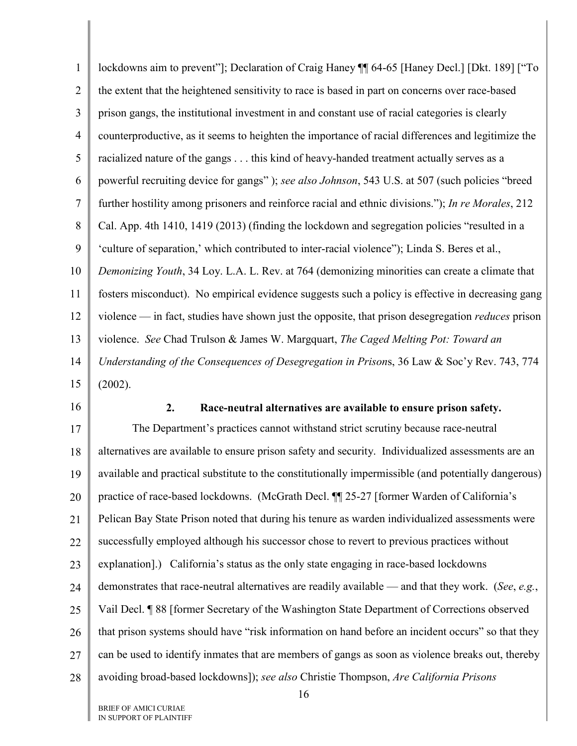lockdowns aim to prevent"]; Declaration of Craig Haney ¶¶ 64-65 [Haney Decl.] [Dkt. 189] ["To the extent that the heightened sensitivity to race is based in part on concerns over race-based prison gangs, the institutional investment in and constant use of racial categories is clearly counterproductive, as it seems to heighten the importance of racial differences and legitimize the racialized nature of the gangs . . . this kind of heavy-handed treatment actually serves as a powerful recruiting device for gangs" ); *see also Johnson*, 543 U.S. at 507 (such policies "breed further hostility among prisoners and reinforce racial and ethnic divisions."); *In re Morales*, 212 Cal. App. 4th 1410, 1419 (2013) (finding the lockdown and segregation policies "resulted in a 'culture of separation,' which contributed to inter-racial violence"); Linda S. Beres et al., *Demonizing Youth*, 34 Loy. L.A. L. Rev. at 764 (demonizing minorities can create a climate that fosters misconduct). No empirical evidence suggests such a policy is effective in decreasing gang violence — in fact, studies have shown just the opposite, that prison desegregation *reduces* prison violence. *See* Chad Trulson & James W. Margquart, *The Caged Melting Pot: Toward an Understanding of the Consequences of Desegregation in Prisons*, 36 Law & Soc'y Rev. 743, 774 (2002).

**2. Race-neutral alternatives are available to ensure prison safety.**

The Department's practices cannot withstand strict scrutiny because race-neutral alternatives are available to ensure prison safety and security. Individualized assessments are an available and practical substitute to the constitutionally impermissible (and potentially dangerous) practice of race-based lockdowns. (McGrath Decl. ¶¶ 25-27 [former Warden of California's Pelican Bay State Prison noted that during his tenure as warden individualized assessments were successfully employed although his successor chose to revert to previous practices without explanation].) California's status as the only state engaging in race-based lockdowns demonstrates that race-neutral alternatives are readily available — and that they work. (*See*, *e.g.*, Vail Decl. ¶ 88 [former Secretary of the Washington State Department of Corrections observed that prison systems should have "risk information on hand before an incident occurs" so that they can be used to identify inmates that are members of gangs as soon as violence breaks out, thereby avoiding broad-based lockdowns]); *see also* Christie Thompson, *Are California Prisons*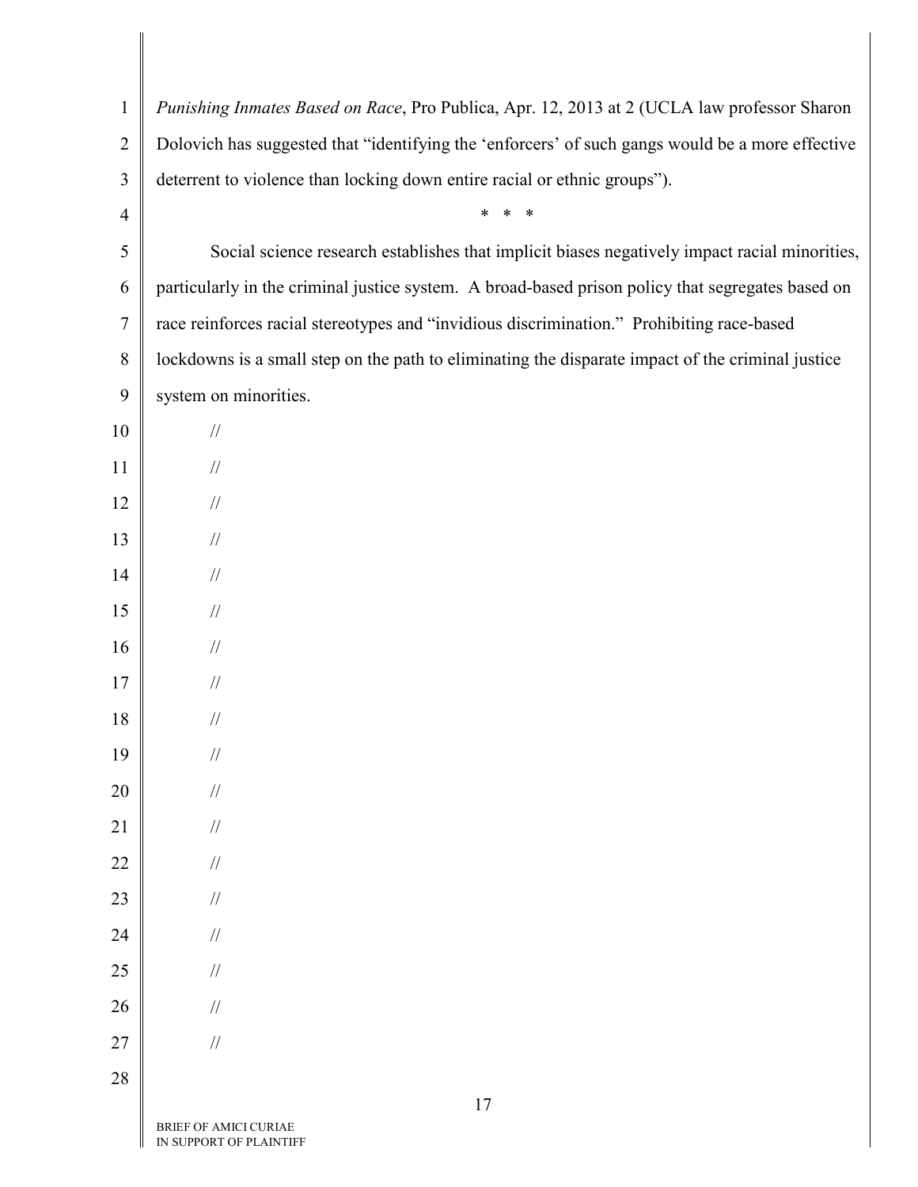*Punishing Inmates Based on Race*, Pro Publica, Apr. 12, 2013 at 2 (UCLA law professor Sharon Dolovich has suggested that "identifying the 'enforcers' of such gangs would be a more effective deterrent to violence than locking down entire racial or ethnic groups").

\* \* \*

Social science research establishes that implicit biases negatively impact racial minorities, particularly in the criminal justice system. A broad-based prison policy that segregates based on race reinforces racial stereotypes and "invidious discrimination." Prohibiting race-based lockdowns is a small step on the path to eliminating the disparate impact of the criminal justice system on minorities.

//

//

//

//

//

//

//

//

//

//

//

//

//

//

//

//

//

//

BRIEF OF AMICI CURIAE
IN SUPPORT OF PLAINTIFF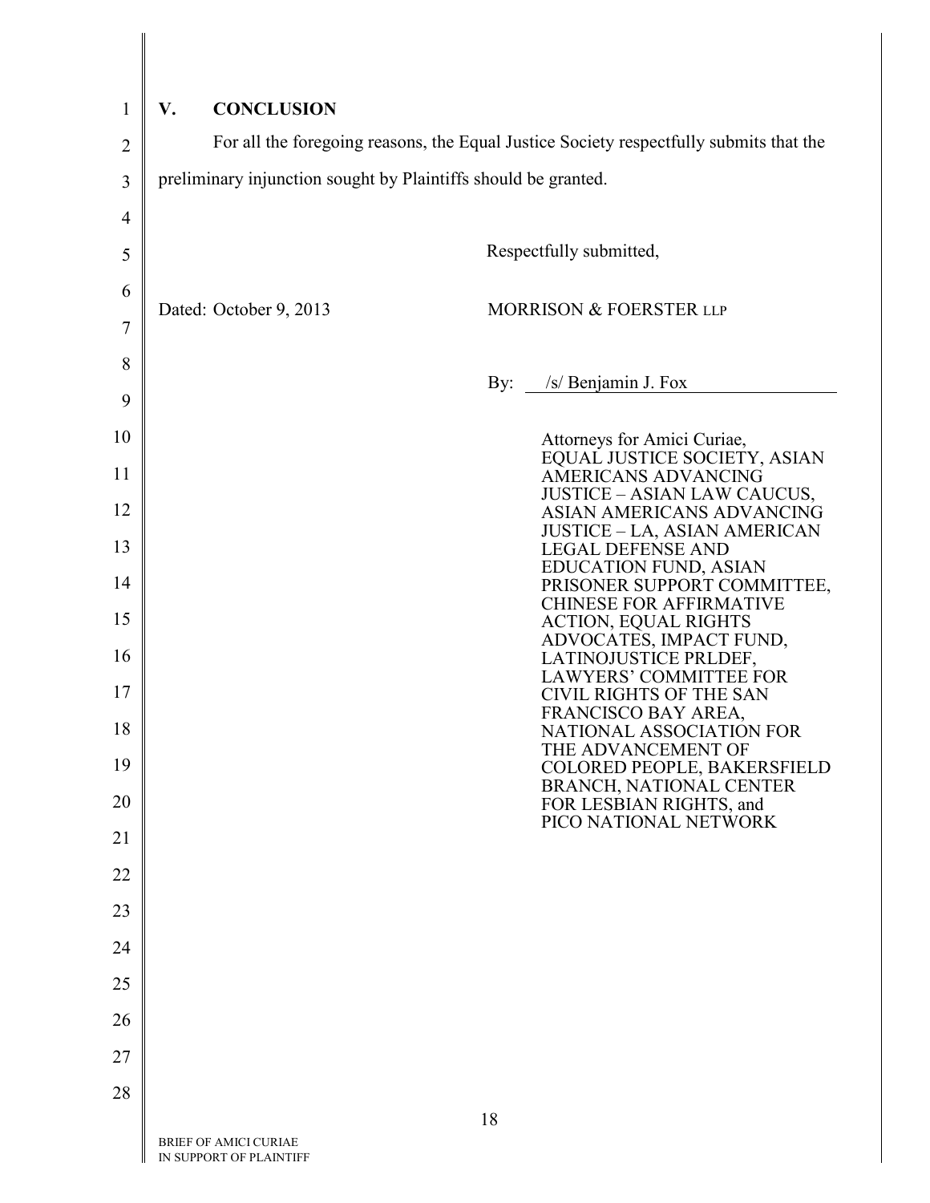## V. CONCLUSION

For all the foregoing reasons, the Equal Justice Society respectfully submits that the preliminary injunction sought by Plaintiffs should be granted.

Respectfully submitted,

Dated: October 9, 2013

MORRISON & FOERSTER LLP

By: /s/ Benjamin J. Fox

Attorneys for Amici Curiae, EQUAL JUSTICE SOCIETY, ASIAN AMERICANS ADVANCING JUSTICE – ASIAN LAW CAUCUS, ASIAN AMERICANS ADVANCING JUSTICE – LA, ASIAN AMERICAN LEGAL DEFENSE AND EDUCATION FUND, ASIAN PRISONER SUPPORT COMMITTEE, CHINESE FOR AFFIRMATIVE ACTION, EQUAL RIGHTS ADVOCATES, IMPACT FUND, LATINOJUSTICE PRLDEF, LAWYERS' COMMITTEE FOR CIVIL RIGHTS OF THE SAN FRANCISCO BAY AREA, NATIONAL ASSOCIATION FOR THE ADVANCEMENT OF COLORED PEOPLE, BAKERSFIELD BRANCH, NATIONAL CENTER FOR LESBIAN RIGHTS, and PICO NATIONAL NETWORK